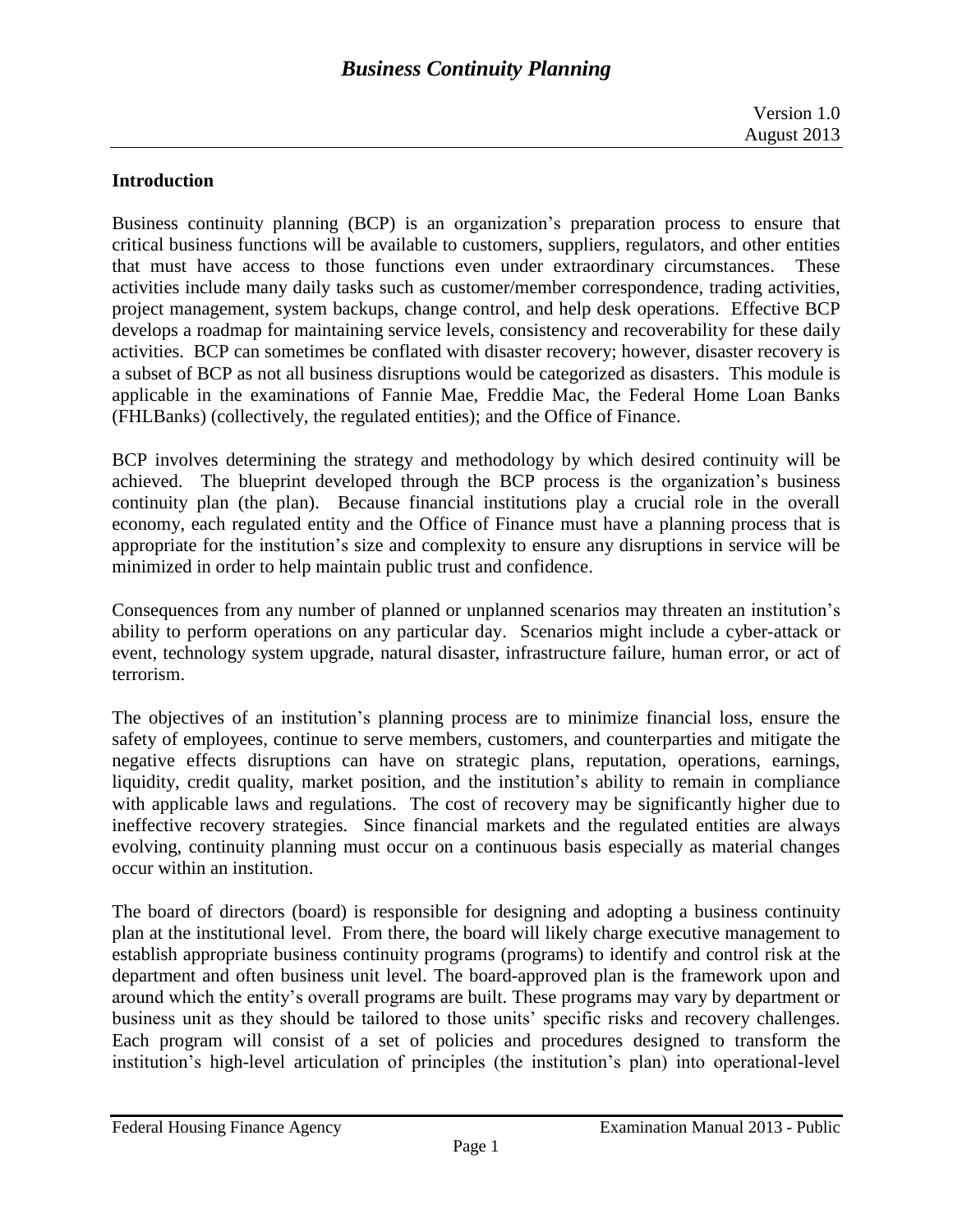# *Business Continuity Planning*

Version 1.0
August 2013

## Introduction

Business continuity planning (BCP) is an organization's preparation process to ensure that critical business functions will be available to customers, suppliers, regulators, and other entities that must have access to those functions even under extraordinary circumstances. These activities include many daily tasks such as customer/member correspondence, trading activities, project management, system backups, change control, and help desk operations. Effective BCP develops a roadmap for maintaining service levels, consistency and recoverability for these daily activities. BCP can sometimes be conflated with disaster recovery; however, disaster recovery is a subset of BCP as not all business disruptions would be categorized as disasters. This module is applicable in the examinations of Fannie Mae, Freddie Mac, the Federal Home Loan Banks (FHLBanks) (collectively, the regulated entities); and the Office of Finance.

BCP involves determining the strategy and methodology by which desired continuity will be achieved. The blueprint developed through the BCP process is the organization's business continuity plan (the plan). Because financial institutions play a crucial role in the overall economy, each regulated entity and the Office of Finance must have a planning process that is appropriate for the institution's size and complexity to ensure any disruptions in service will be minimized in order to help maintain public trust and confidence.

Consequences from any number of planned or unplanned scenarios may threaten an institution's ability to perform operations on any particular day. Scenarios might include a cyber-attack or event, technology system upgrade, natural disaster, infrastructure failure, human error, or act of terrorism.

The objectives of an institution's planning process are to minimize financial loss, ensure the safety of employees, continue to serve members, customers, and counterparties and mitigate the negative effects disruptions can have on strategic plans, reputation, operations, earnings, liquidity, credit quality, market position, and the institution's ability to remain in compliance with applicable laws and regulations. The cost of recovery may be significantly higher due to ineffective recovery strategies. Since financial markets and the regulated entities are always evolving, continuity planning must occur on a continuous basis especially as material changes occur within an institution.

The board of directors (board) is responsible for designing and adopting a business continuity plan at the institutional level. From there, the board will likely charge executive management to establish appropriate business continuity programs (programs) to identify and control risk at the department and often business unit level. The board-approved plan is the framework upon and around which the entity's overall programs are built. These programs may vary by department or business unit as they should be tailored to those units' specific risks and recovery challenges. Each program will consist of a set of policies and procedures designed to transform the institution's high-level articulation of principles (the institution's plan) into operational-level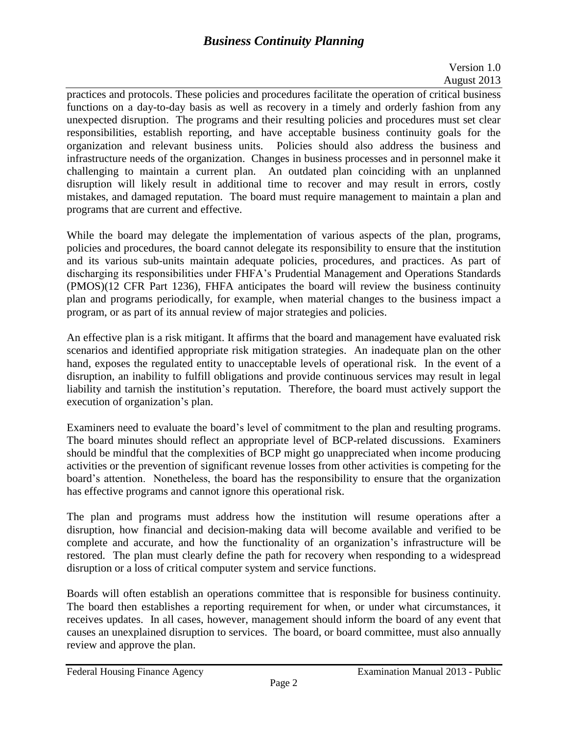practices and protocols. These policies and procedures facilitate the operation of critical business functions on a day-to-day basis as well as recovery in a timely and orderly fashion from any unexpected disruption. The programs and their resulting policies and procedures must set clear responsibilities, establish reporting, and have acceptable business continuity goals for the organization and relevant business units. Policies should also address the business and infrastructure needs of the organization. Changes in business processes and in personnel make it challenging to maintain a current plan. An outdated plan coinciding with an unplanned disruption will likely result in additional time to recover and may result in errors, costly mistakes, and damaged reputation. The board must require management to maintain a plan and programs that are current and effective.

While the board may delegate the implementation of various aspects of the plan, programs, policies and procedures, the board cannot delegate its responsibility to ensure that the institution and its various sub-units maintain adequate policies, procedures, and practices. As part of discharging its responsibilities under FHFA's Prudential Management and Operations Standards (PMOS)(12 CFR Part 1236), FHFA anticipates the board will review the business continuity plan and programs periodically, for example, when material changes to the business impact a program, or as part of its annual review of major strategies and policies.

An effective plan is a risk mitigant. It affirms that the board and management have evaluated risk scenarios and identified appropriate risk mitigation strategies. An inadequate plan on the other hand, exposes the regulated entity to unacceptable levels of operational risk. In the event of a disruption, an inability to fulfill obligations and provide continuous services may result in legal liability and tarnish the institution's reputation. Therefore, the board must actively support the execution of organization's plan.

Examiners need to evaluate the board's level of commitment to the plan and resulting programs. The board minutes should reflect an appropriate level of BCP-related discussions. Examiners should be mindful that the complexities of BCP might go unappreciated when income producing activities or the prevention of significant revenue losses from other activities is competing for the board's attention. Nonetheless, the board has the responsibility to ensure that the organization has effective programs and cannot ignore this operational risk.

The plan and programs must address how the institution will resume operations after a disruption, how financial and decision-making data will become available and verified to be complete and accurate, and how the functionality of an organization's infrastructure will be restored. The plan must clearly define the path for recovery when responding to a widespread disruption or a loss of critical computer system and service functions.

Boards will often establish an operations committee that is responsible for business continuity. The board then establishes a reporting requirement for when, or under what circumstances, it receives updates. In all cases, however, management should inform the board of any event that causes an unexplained disruption to services. The board, or board committee, must also annually review and approve the plan.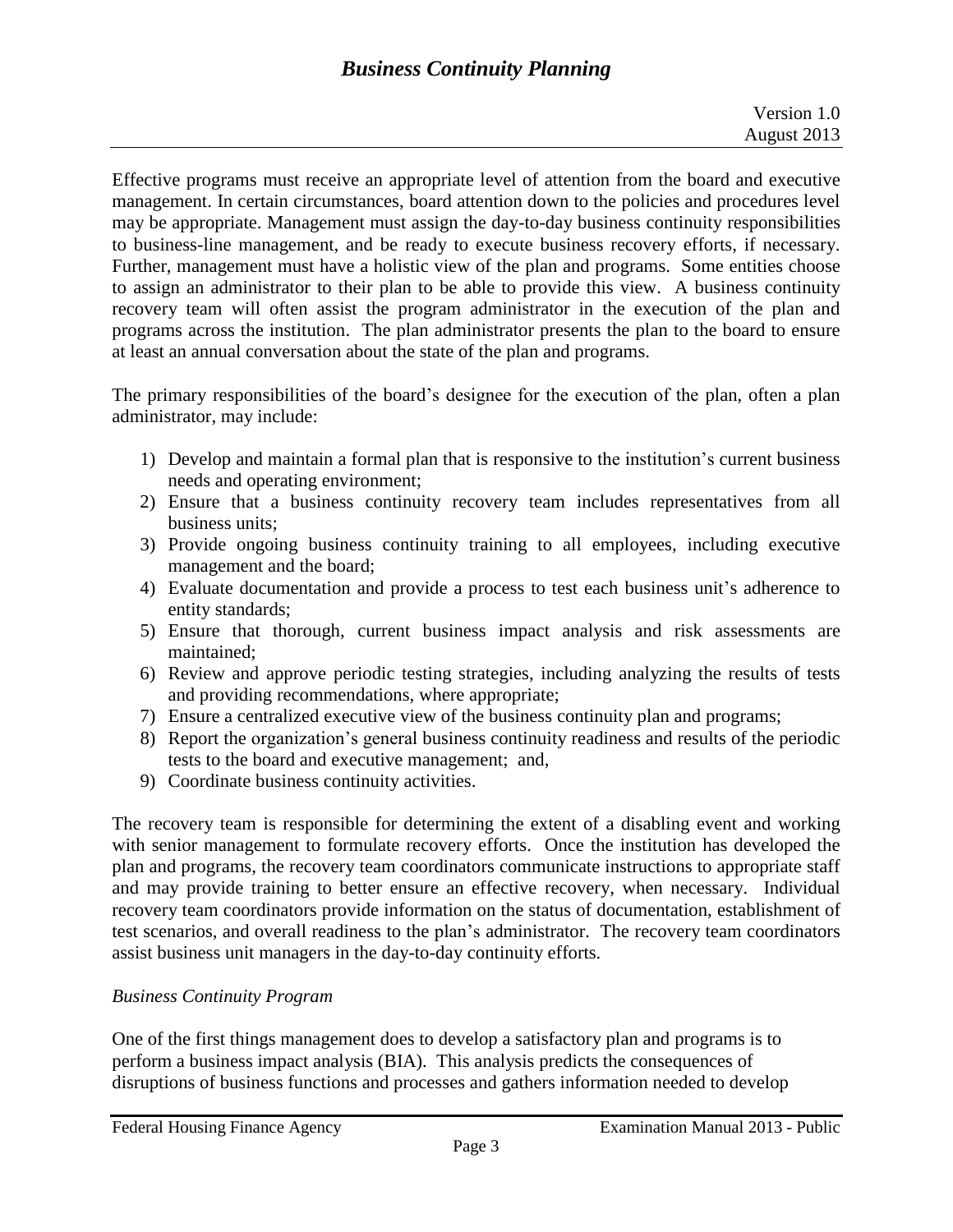Effective programs must receive an appropriate level of attention from the board and executive management. In certain circumstances, board attention down to the policies and procedures level may be appropriate. Management must assign the day-to-day business continuity responsibilities to business-line management, and be ready to execute business recovery efforts, if necessary. Further, management must have a holistic view of the plan and programs. Some entities choose to assign an administrator to their plan to be able to provide this view. A business continuity recovery team will often assist the program administrator in the execution of the plan and programs across the institution. The plan administrator presents the plan to the board to ensure at least an annual conversation about the state of the plan and programs.

The primary responsibilities of the board's designee for the execution of the plan, often a plan administrator, may include:

1) Develop and maintain a formal plan that is responsive to the institution's current business needs and operating environment;
2) Ensure that a business continuity recovery team includes representatives from all business units;
3) Provide ongoing business continuity training to all employees, including executive management and the board;
4) Evaluate documentation and provide a process to test each business unit's adherence to entity standards;
5) Ensure that thorough, current business impact analysis and risk assessments are maintained;
6) Review and approve periodic testing strategies, including analyzing the results of tests and providing recommendations, where appropriate;
7) Ensure a centralized executive view of the business continuity plan and programs;
8) Report the organization's general business continuity readiness and results of the periodic tests to the board and executive management; and,
9) Coordinate business continuity activities.

The recovery team is responsible for determining the extent of a disabling event and working with senior management to formulate recovery efforts. Once the institution has developed the plan and programs, the recovery team coordinators communicate instructions to appropriate staff and may provide training to better ensure an effective recovery, when necessary. Individual recovery team coordinators provide information on the status of documentation, establishment of test scenarios, and overall readiness to the plan's administrator. The recovery team coordinators assist business unit managers in the day-to-day continuity efforts.

*Business Continuity Program*

One of the first things management does to develop a satisfactory plan and programs is to perform a business impact analysis (BIA). This analysis predicts the consequences of disruptions of business functions and processes and gathers information needed to develop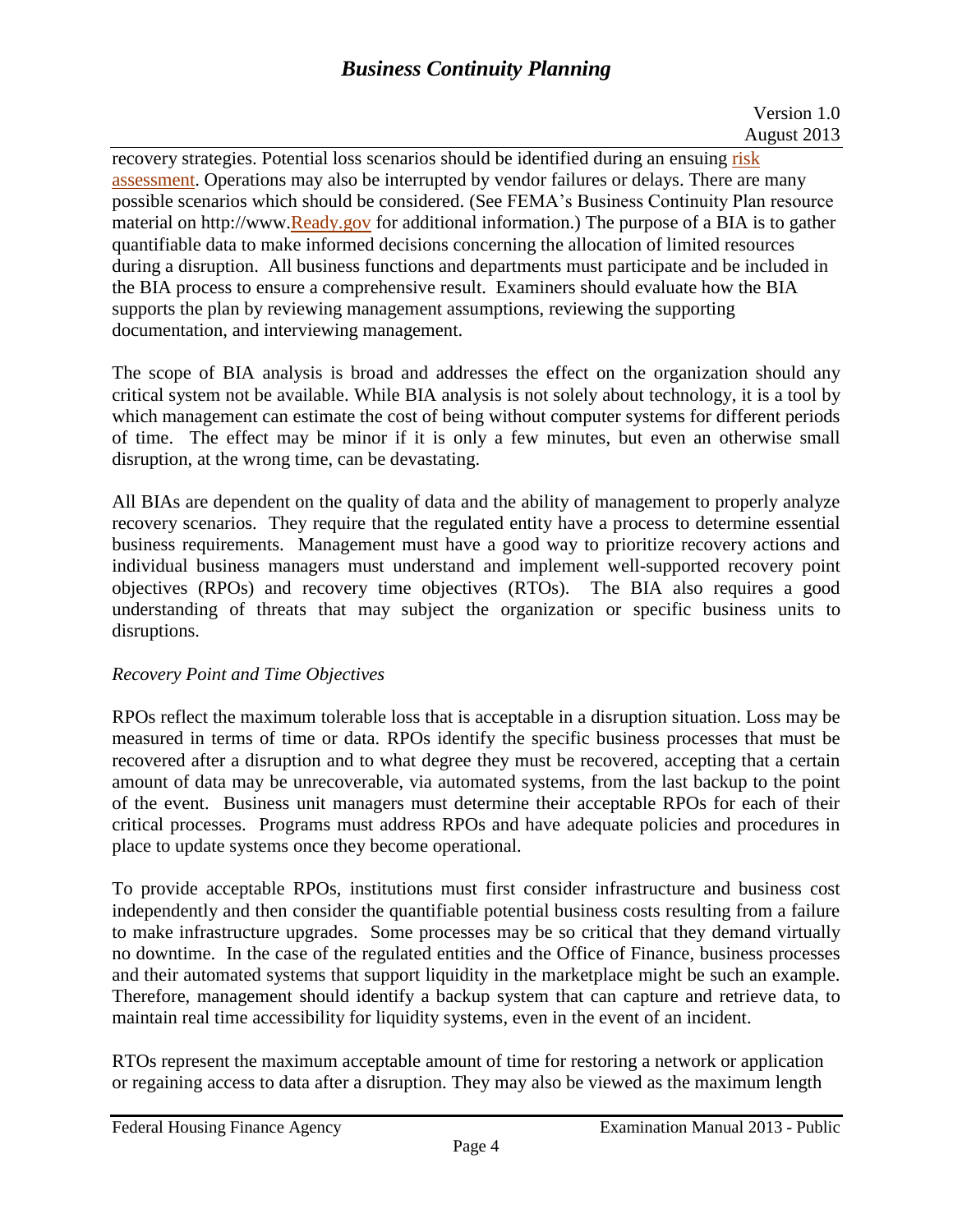recovery strategies. Potential loss scenarios should be identified during an ensuing risk assessment. Operations may also be interrupted by vendor failures or delays. There are many possible scenarios which should be considered. (See FEMA's Business Continuity Plan resource material on http://www.Ready.gov for additional information.) The purpose of a BIA is to gather quantifiable data to make informed decisions concerning the allocation of limited resources during a disruption. All business functions and departments must participate and be included in the BIA process to ensure a comprehensive result. Examiners should evaluate how the BIA supports the plan by reviewing management assumptions, reviewing the supporting documentation, and interviewing management.

The scope of BIA analysis is broad and addresses the effect on the organization should any critical system not be available. While BIA analysis is not solely about technology, it is a tool by which management can estimate the cost of being without computer systems for different periods of time. The effect may be minor if it is only a few minutes, but even an otherwise small disruption, at the wrong time, can be devastating.

All BIAs are dependent on the quality of data and the ability of management to properly analyze recovery scenarios. They require that the regulated entity have a process to determine essential business requirements. Management must have a good way to prioritize recovery actions and individual business managers must understand and implement well-supported recovery point objectives (RPOs) and recovery time objectives (RTOs). The BIA also requires a good understanding of threats that may subject the organization or specific business units to disruptions.

*Recovery Point and Time Objectives*

RPOs reflect the maximum tolerable loss that is acceptable in a disruption situation. Loss may be measured in terms of time or data. RPOs identify the specific business processes that must be recovered after a disruption and to what degree they must be recovered, accepting that a certain amount of data may be unrecoverable, via automated systems, from the last backup to the point of the event. Business unit managers must determine their acceptable RPOs for each of their critical processes. Programs must address RPOs and have adequate policies and procedures in place to update systems once they become operational.

To provide acceptable RPOs, institutions must first consider infrastructure and business cost independently and then consider the quantifiable potential business costs resulting from a failure to make infrastructure upgrades. Some processes may be so critical that they demand virtually no downtime. In the case of the regulated entities and the Office of Finance, business processes and their automated systems that support liquidity in the marketplace might be such an example. Therefore, management should identify a backup system that can capture and retrieve data, to maintain real time accessibility for liquidity systems, even in the event of an incident.

RTOs represent the maximum acceptable amount of time for restoring a network or application or regaining access to data after a disruption. They may also be viewed as the maximum length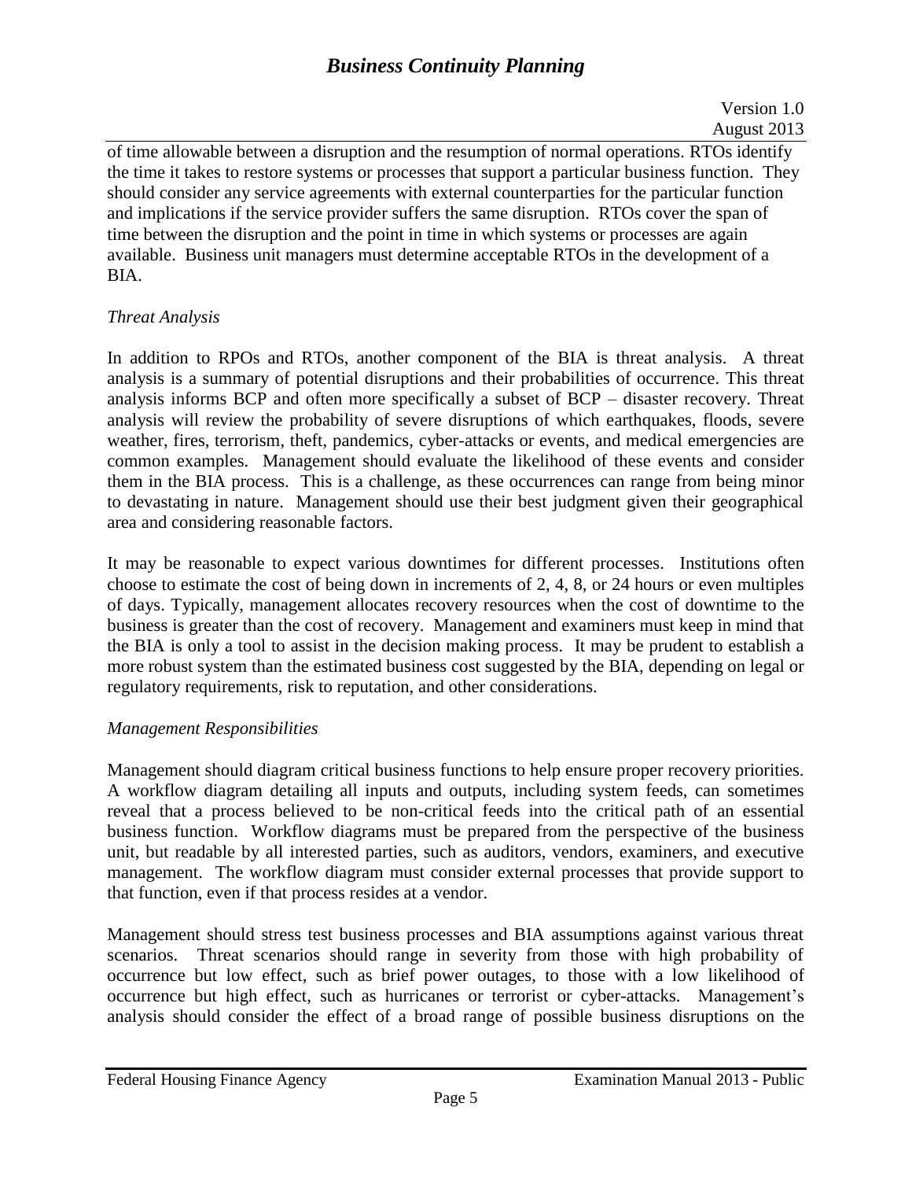of time allowable between a disruption and the resumption of normal operations. RTOs identify the time it takes to restore systems or processes that support a particular business function. They should consider any service agreements with external counterparties for the particular function and implications if the service provider suffers the same disruption. RTOs cover the span of time between the disruption and the point in time in which systems or processes are again available. Business unit managers must determine acceptable RTOs in the development of a BIA.

*Threat Analysis*

In addition to RPOs and RTOs, another component of the BIA is threat analysis. A threat analysis is a summary of potential disruptions and their probabilities of occurrence. This threat analysis informs BCP and often more specifically a subset of BCP – disaster recovery. Threat analysis will review the probability of severe disruptions of which earthquakes, floods, severe weather, fires, terrorism, theft, pandemics, cyber-attacks or events, and medical emergencies are common examples. Management should evaluate the likelihood of these events and consider them in the BIA process. This is a challenge, as these occurrences can range from being minor to devastating in nature. Management should use their best judgment given their geographical area and considering reasonable factors.

It may be reasonable to expect various downtimes for different processes. Institutions often choose to estimate the cost of being down in increments of 2, 4, 8, or 24 hours or even multiples of days. Typically, management allocates recovery resources when the cost of downtime to the business is greater than the cost of recovery. Management and examiners must keep in mind that the BIA is only a tool to assist in the decision making process. It may be prudent to establish a more robust system than the estimated business cost suggested by the BIA, depending on legal or regulatory requirements, risk to reputation, and other considerations.

*Management Responsibilities*

Management should diagram critical business functions to help ensure proper recovery priorities. A workflow diagram detailing all inputs and outputs, including system feeds, can sometimes reveal that a process believed to be non-critical feeds into the critical path of an essential business function. Workflow diagrams must be prepared from the perspective of the business unit, but readable by all interested parties, such as auditors, vendors, examiners, and executive management. The workflow diagram must consider external processes that provide support to that function, even if that process resides at a vendor.

Management should stress test business processes and BIA assumptions against various threat scenarios. Threat scenarios should range in severity from those with high probability of occurrence but low effect, such as brief power outages, to those with a low likelihood of occurrence but high effect, such as hurricanes or terrorist or cyber-attacks. Management's analysis should consider the effect of a broad range of possible business disruptions on the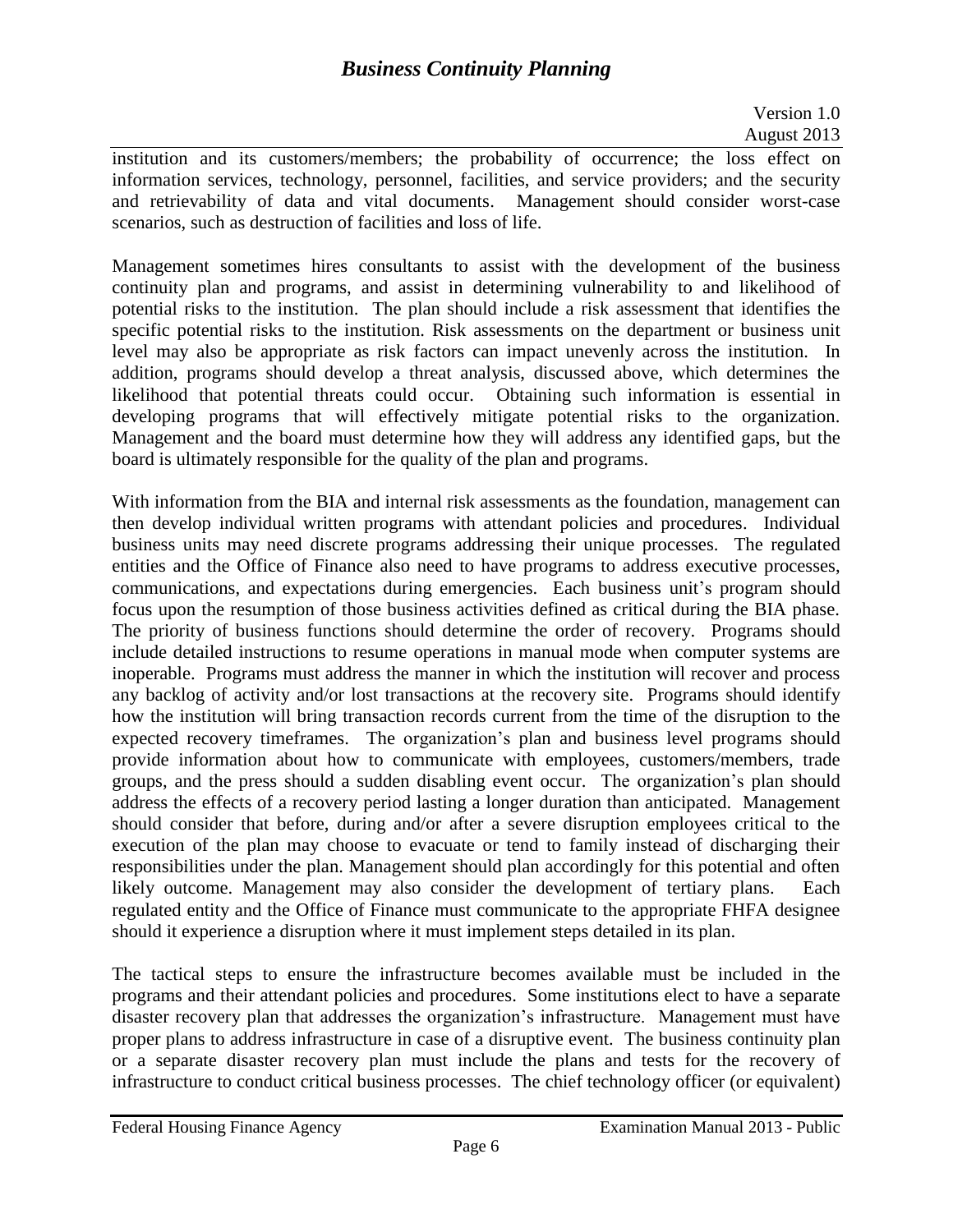institution and its customers/members; the probability of occurrence; the loss effect on information services, technology, personnel, facilities, and service providers; and the security and retrievability of data and vital documents. Management should consider worst-case scenarios, such as destruction of facilities and loss of life.

Management sometimes hires consultants to assist with the development of the business continuity plan and programs, and assist in determining vulnerability to and likelihood of potential risks to the institution. The plan should include a risk assessment that identifies the specific potential risks to the institution. Risk assessments on the department or business unit level may also be appropriate as risk factors can impact unevenly across the institution. In addition, programs should develop a threat analysis, discussed above, which determines the likelihood that potential threats could occur. Obtaining such information is essential in developing programs that will effectively mitigate potential risks to the organization. Management and the board must determine how they will address any identified gaps, but the board is ultimately responsible for the quality of the plan and programs.

With information from the BIA and internal risk assessments as the foundation, management can then develop individual written programs with attendant policies and procedures. Individual business units may need discrete programs addressing their unique processes. The regulated entities and the Office of Finance also need to have programs to address executive processes, communications, and expectations during emergencies. Each business unit's program should focus upon the resumption of those business activities defined as critical during the BIA phase. The priority of business functions should determine the order of recovery. Programs should include detailed instructions to resume operations in manual mode when computer systems are inoperable. Programs must address the manner in which the institution will recover and process any backlog of activity and/or lost transactions at the recovery site. Programs should identify how the institution will bring transaction records current from the time of the disruption to the expected recovery timeframes. The organization's plan and business level programs should provide information about how to communicate with employees, customers/members, trade groups, and the press should a sudden disabling event occur. The organization's plan should address the effects of a recovery period lasting a longer duration than anticipated. Management should consider that before, during and/or after a severe disruption employees critical to the execution of the plan may choose to evacuate or tend to family instead of discharging their responsibilities under the plan. Management should plan accordingly for this potential and often likely outcome. Management may also consider the development of tertiary plans. Each regulated entity and the Office of Finance must communicate to the appropriate FHFA designee should it experience a disruption where it must implement steps detailed in its plan.

The tactical steps to ensure the infrastructure becomes available must be included in the programs and their attendant policies and procedures. Some institutions elect to have a separate disaster recovery plan that addresses the organization's infrastructure. Management must have proper plans to address infrastructure in case of a disruptive event. The business continuity plan or a separate disaster recovery plan must include the plans and tests for the recovery of infrastructure to conduct critical business processes. The chief technology officer (or equivalent)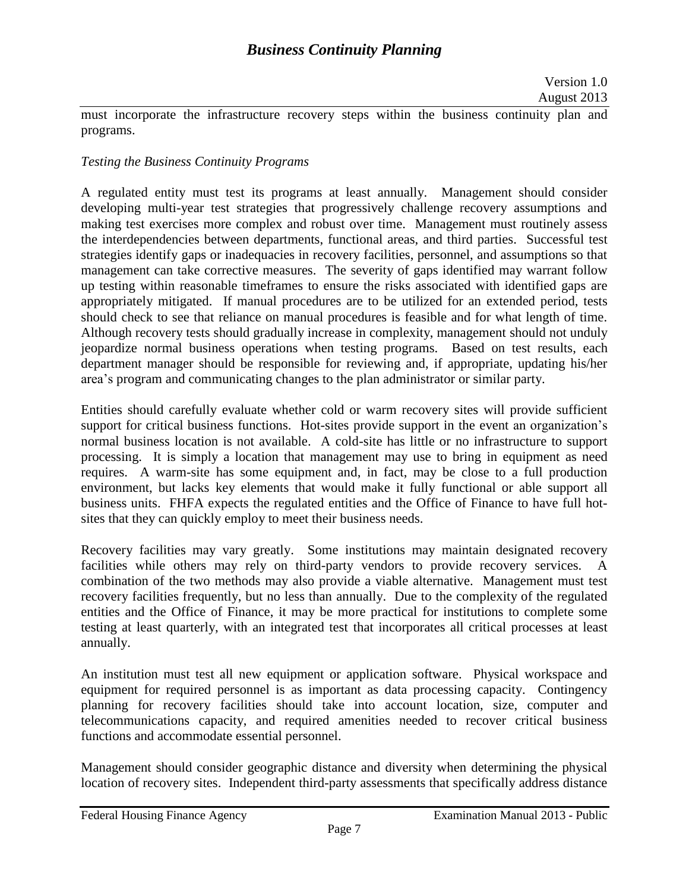must incorporate the infrastructure recovery steps within the business continuity plan and programs.

*Testing the Business Continuity Programs*

A regulated entity must test its programs at least annually. Management should consider developing multi-year test strategies that progressively challenge recovery assumptions and making test exercises more complex and robust over time. Management must routinely assess the interdependencies between departments, functional areas, and third parties. Successful test strategies identify gaps or inadequacies in recovery facilities, personnel, and assumptions so that management can take corrective measures. The severity of gaps identified may warrant follow up testing within reasonable timeframes to ensure the risks associated with identified gaps are appropriately mitigated. If manual procedures are to be utilized for an extended period, tests should check to see that reliance on manual procedures is feasible and for what length of time. Although recovery tests should gradually increase in complexity, management should not unduly jeopardize normal business operations when testing programs. Based on test results, each department manager should be responsible for reviewing and, if appropriate, updating his/her area's program and communicating changes to the plan administrator or similar party.

Entities should carefully evaluate whether cold or warm recovery sites will provide sufficient support for critical business functions. Hot-sites provide support in the event an organization's normal business location is not available. A cold-site has little or no infrastructure to support processing. It is simply a location that management may use to bring in equipment as need requires. A warm-site has some equipment and, in fact, may be close to a full production environment, but lacks key elements that would make it fully functional or able support all business units. FHFA expects the regulated entities and the Office of Finance to have full hot-sites that they can quickly employ to meet their business needs.

Recovery facilities may vary greatly. Some institutions may maintain designated recovery facilities while others may rely on third-party vendors to provide recovery services. A combination of the two methods may also provide a viable alternative. Management must test recovery facilities frequently, but no less than annually. Due to the complexity of the regulated entities and the Office of Finance, it may be more practical for institutions to complete some testing at least quarterly, with an integrated test that incorporates all critical processes at least annually.

An institution must test all new equipment or application software. Physical workspace and equipment for required personnel is as important as data processing capacity. Contingency planning for recovery facilities should take into account location, size, computer and telecommunications capacity, and required amenities needed to recover critical business functions and accommodate essential personnel.

Management should consider geographic distance and diversity when determining the physical location of recovery sites. Independent third-party assessments that specifically address distance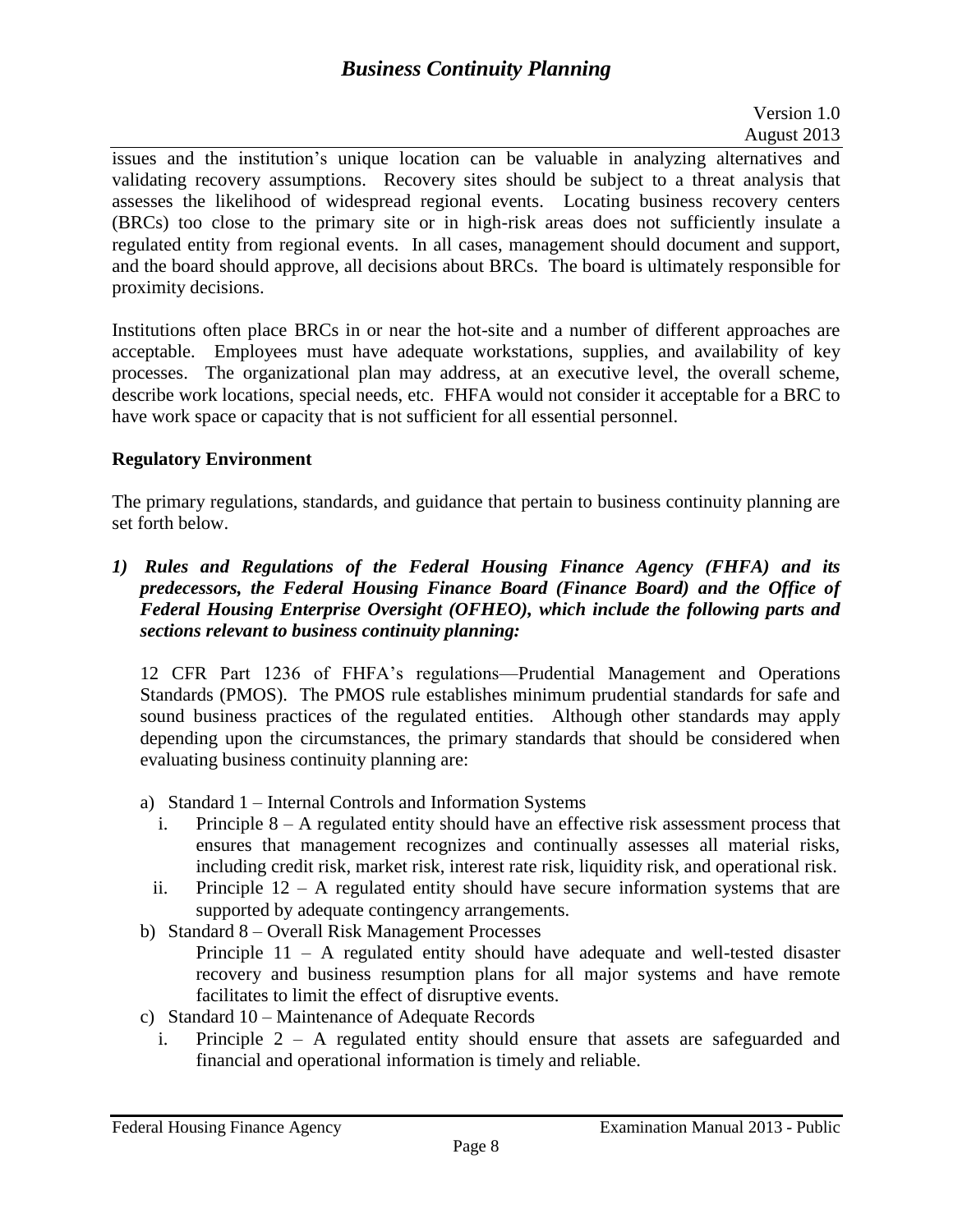issues and the institution's unique location can be valuable in analyzing alternatives and validating recovery assumptions. Recovery sites should be subject to a threat analysis that assesses the likelihood of widespread regional events. Locating business recovery centers (BRCs) too close to the primary site or in high-risk areas does not sufficiently insulate a regulated entity from regional events. In all cases, management should document and support, and the board should approve, all decisions about BRCs. The board is ultimately responsible for proximity decisions.

Institutions often place BRCs in or near the hot-site and a number of different approaches are acceptable. Employees must have adequate workstations, supplies, and availability of key processes. The organizational plan may address, at an executive level, the overall scheme, describe work locations, special needs, etc. FHFA would not consider it acceptable for a BRC to have work space or capacity that is not sufficient for all essential personnel.

**Regulatory Environment**

The primary regulations, standards, and guidance that pertain to business continuity planning are set forth below.

***1) Rules and Regulations of the Federal Housing Finance Agency (FHFA) and its predecessors, the Federal Housing Finance Board (Finance Board) and the Office of Federal Housing Enterprise Oversight (OFHEO), which include the following parts and sections relevant to business continuity planning:***

12 CFR Part 1236 of FHFA's regulations—Prudential Management and Operations Standards (PMOS). The PMOS rule establishes minimum prudential standards for safe and sound business practices of the regulated entities. Although other standards may apply depending upon the circumstances, the primary standards that should be considered when evaluating business continuity planning are:

a) Standard 1 – Internal Controls and Information Systems
   i. Principle 8 – A regulated entity should have an effective risk assessment process that ensures that management recognizes and continually assesses all material risks, including credit risk, market risk, interest rate risk, liquidity risk, and operational risk.
   ii. Principle 12 – A regulated entity should have secure information systems that are supported by adequate contingency arrangements.
b) Standard 8 – Overall Risk Management Processes
   Principle 11 – A regulated entity should have adequate and well-tested disaster recovery and business resumption plans for all major systems and have remote facilitates to limit the effect of disruptive events.
c) Standard 10 – Maintenance of Adequate Records
   i. Principle 2 – A regulated entity should ensure that assets are safeguarded and financial and operational information is timely and reliable.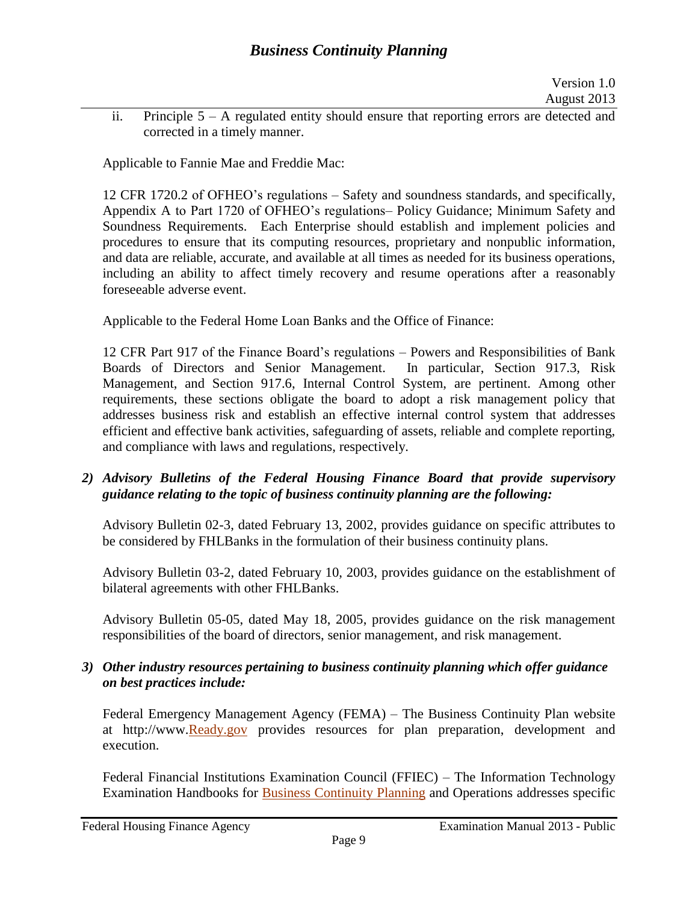ii. Principle 5 – A regulated entity should ensure that reporting errors are detected and corrected in a timely manner.

Applicable to Fannie Mae and Freddie Mac:

12 CFR 1720.2 of OFHEO's regulations – Safety and soundness standards, and specifically, Appendix A to Part 1720 of OFHEO's regulations– Policy Guidance; Minimum Safety and Soundness Requirements. Each Enterprise should establish and implement policies and procedures to ensure that its computing resources, proprietary and nonpublic information, and data are reliable, accurate, and available at all times as needed for its business operations, including an ability to affect timely recovery and resume operations after a reasonably foreseeable adverse event.

Applicable to the Federal Home Loan Banks and the Office of Finance:

12 CFR Part 917 of the Finance Board's regulations – Powers and Responsibilities of Bank Boards of Directors and Senior Management. In particular, Section 917.3, Risk Management, and Section 917.6, Internal Control System, are pertinent. Among other requirements, these sections obligate the board to adopt a risk management policy that addresses business risk and establish an effective internal control system that addresses efficient and effective bank activities, safeguarding of assets, reliable and complete reporting, and compliance with laws and regulations, respectively.

***2) Advisory Bulletins of the Federal Housing Finance Board that provide supervisory guidance relating to the topic of business continuity planning are the following:***

Advisory Bulletin 02-3, dated February 13, 2002, provides guidance on specific attributes to be considered by FHLBanks in the formulation of their business continuity plans.

Advisory Bulletin 03-2, dated February 10, 2003, provides guidance on the establishment of bilateral agreements with other FHLBanks.

Advisory Bulletin 05-05, dated May 18, 2005, provides guidance on the risk management responsibilities of the board of directors, senior management, and risk management.

***3) Other industry resources pertaining to business continuity planning which offer guidance on best practices include:***

Federal Emergency Management Agency (FEMA) – The Business Continuity Plan website at http://www.Ready.gov provides resources for plan preparation, development and execution.

Federal Financial Institutions Examination Council (FFIEC) – The Information Technology Examination Handbooks for Business Continuity Planning and Operations addresses specific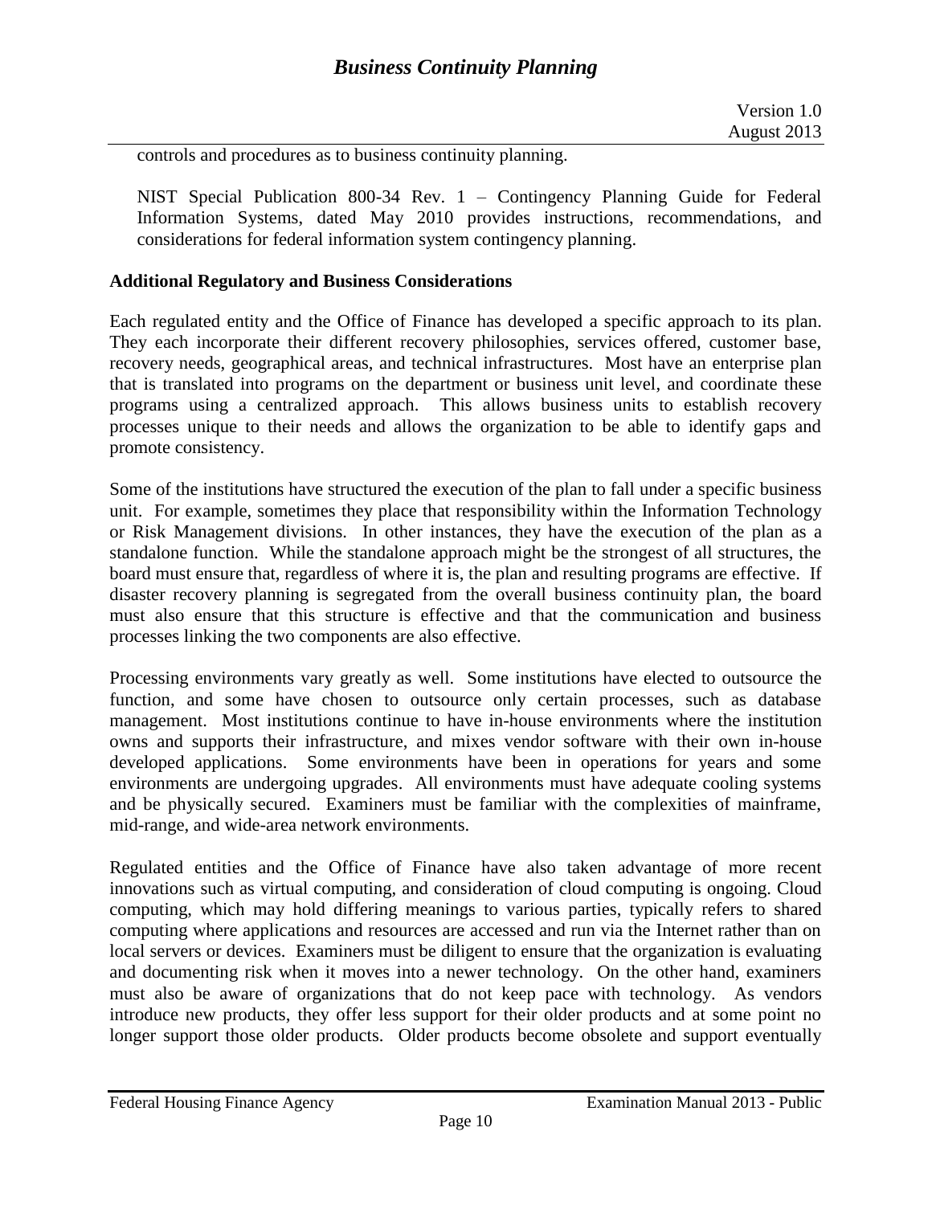controls and procedures as to business continuity planning.

NIST Special Publication 800-34 Rev. 1 – Contingency Planning Guide for Federal Information Systems, dated May 2010 provides instructions, recommendations, and considerations for federal information system contingency planning.

**Additional Regulatory and Business Considerations**

Each regulated entity and the Office of Finance has developed a specific approach to its plan. They each incorporate their different recovery philosophies, services offered, customer base, recovery needs, geographical areas, and technical infrastructures. Most have an enterprise plan that is translated into programs on the department or business unit level, and coordinate these programs using a centralized approach. This allows business units to establish recovery processes unique to their needs and allows the organization to be able to identify gaps and promote consistency.

Some of the institutions have structured the execution of the plan to fall under a specific business unit. For example, sometimes they place that responsibility within the Information Technology or Risk Management divisions. In other instances, they have the execution of the plan as a standalone function. While the standalone approach might be the strongest of all structures, the board must ensure that, regardless of where it is, the plan and resulting programs are effective. If disaster recovery planning is segregated from the overall business continuity plan, the board must also ensure that this structure is effective and that the communication and business processes linking the two components are also effective.

Processing environments vary greatly as well. Some institutions have elected to outsource the function, and some have chosen to outsource only certain processes, such as database management. Most institutions continue to have in-house environments where the institution owns and supports their infrastructure, and mixes vendor software with their own in-house developed applications. Some environments have been in operations for years and some environments are undergoing upgrades. All environments must have adequate cooling systems and be physically secured. Examiners must be familiar with the complexities of mainframe, mid-range, and wide-area network environments.

Regulated entities and the Office of Finance have also taken advantage of more recent innovations such as virtual computing, and consideration of cloud computing is ongoing. Cloud computing, which may hold differing meanings to various parties, typically refers to shared computing where applications and resources are accessed and run via the Internet rather than on local servers or devices. Examiners must be diligent to ensure that the organization is evaluating and documenting risk when it moves into a newer technology. On the other hand, examiners must also be aware of organizations that do not keep pace with technology. As vendors introduce new products, they offer less support for their older products and at some point no longer support those older products. Older products become obsolete and support eventually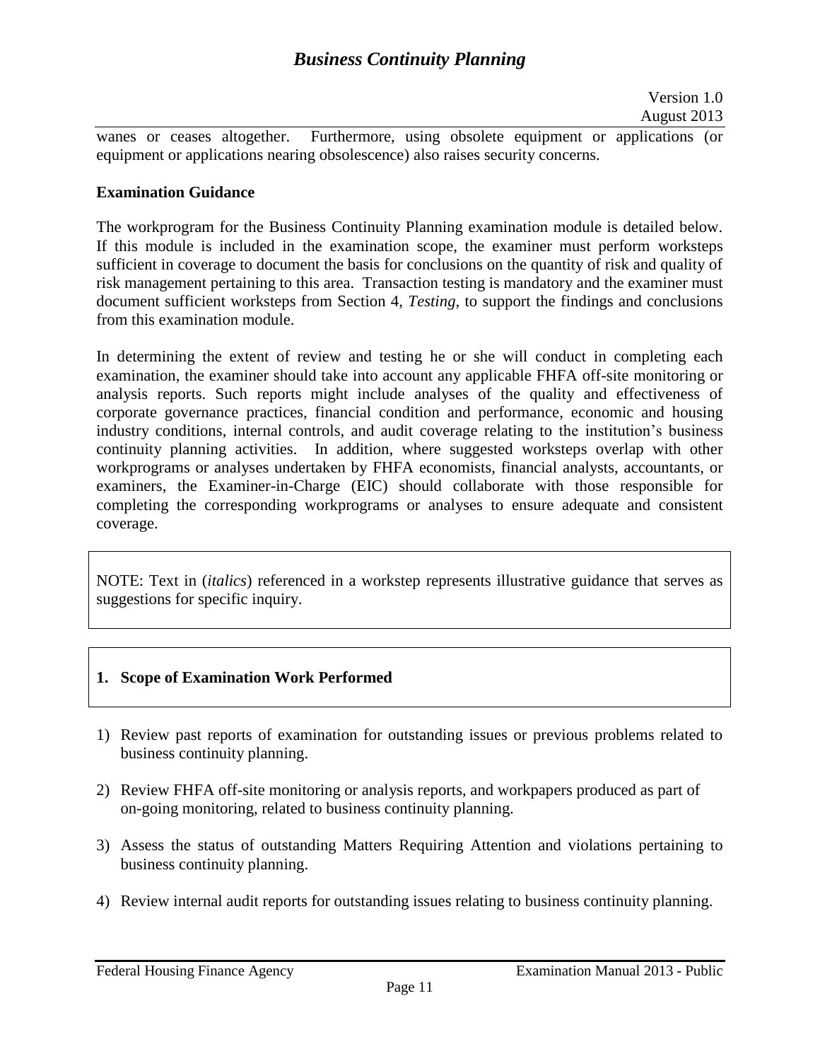wanes or ceases altogether. Furthermore, using obsolete equipment or applications (or equipment or applications nearing obsolescence) also raises security concerns.

**Examination Guidance**

The workprogram for the Business Continuity Planning examination module is detailed below. If this module is included in the examination scope, the examiner must perform worksteps sufficient in coverage to document the basis for conclusions on the quantity of risk and quality of risk management pertaining to this area. Transaction testing is mandatory and the examiner must document sufficient worksteps from Section 4, *Testing*, to support the findings and conclusions from this examination module.

In determining the extent of review and testing he or she will conduct in completing each examination, the examiner should take into account any applicable FHFA off-site monitoring or analysis reports. Such reports might include analyses of the quality and effectiveness of corporate governance practices, financial condition and performance, economic and housing industry conditions, internal controls, and audit coverage relating to the institution's business continuity planning activities. In addition, where suggested worksteps overlap with other workprograms or analyses undertaken by FHFA economists, financial analysts, accountants, or examiners, the Examiner-in-Charge (EIC) should collaborate with those responsible for completing the corresponding workprograms or analyses to ensure adequate and consistent coverage.

NOTE: Text in (*italics*) referenced in a workstep represents illustrative guidance that serves as suggestions for specific inquiry.

**1. Scope of Examination Work Performed**

1) Review past reports of examination for outstanding issues or previous problems related to business continuity planning.

2) Review FHFA off-site monitoring or analysis reports, and workpapers produced as part of on-going monitoring, related to business continuity planning.

3) Assess the status of outstanding Matters Requiring Attention and violations pertaining to business continuity planning.

4) Review internal audit reports for outstanding issues relating to business continuity planning.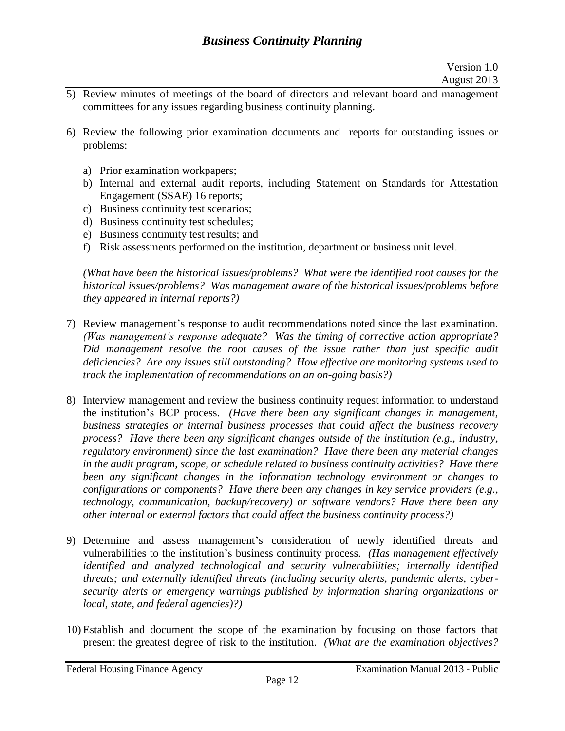5) Review minutes of meetings of the board of directors and relevant board and management committees for any issues regarding business continuity planning.

6) Review the following prior examination documents and reports for outstanding issues or problems:

   a) Prior examination workpapers;
   b) Internal and external audit reports, including Statement on Standards for Attestation Engagement (SSAE) 16 reports;
   c) Business continuity test scenarios;
   d) Business continuity test schedules;
   e) Business continuity test results; and
   f) Risk assessments performed on the institution, department or business unit level.

   *(What have been the historical issues/problems? What were the identified root causes for the historical issues/problems? Was management aware of the historical issues/problems before they appeared in internal reports?)*

7) Review management's response to audit recommendations noted since the last examination. *(Was management's response adequate? Was the timing of corrective action appropriate? Did management resolve the root causes of the issue rather than just specific audit deficiencies? Are any issues still outstanding? How effective are monitoring systems used to track the implementation of recommendations on an on-going basis?)*

8) Interview management and review the business continuity request information to understand the institution's BCP process. *(Have there been any significant changes in management, business strategies or internal business processes that could affect the business recovery process? Have there been any significant changes outside of the institution (e.g., industry, regulatory environment) since the last examination? Have there been any material changes in the audit program, scope, or schedule related to business continuity activities? Have there been any significant changes in the information technology environment or changes to configurations or components? Have there been any changes in key service providers (e.g., technology, communication, backup/recovery) or software vendors? Have there been any other internal or external factors that could affect the business continuity process?)*

9) Determine and assess management's consideration of newly identified threats and vulnerabilities to the institution's business continuity process. *(Has management effectively identified and analyzed technological and security vulnerabilities; internally identified threats; and externally identified threats (including security alerts, pandemic alerts, cyber-security alerts or emergency warnings published by information sharing organizations or local, state, and federal agencies)?)*

10) Establish and document the scope of the examination by focusing on those factors that present the greatest degree of risk to the institution. *(What are the examination objectives?*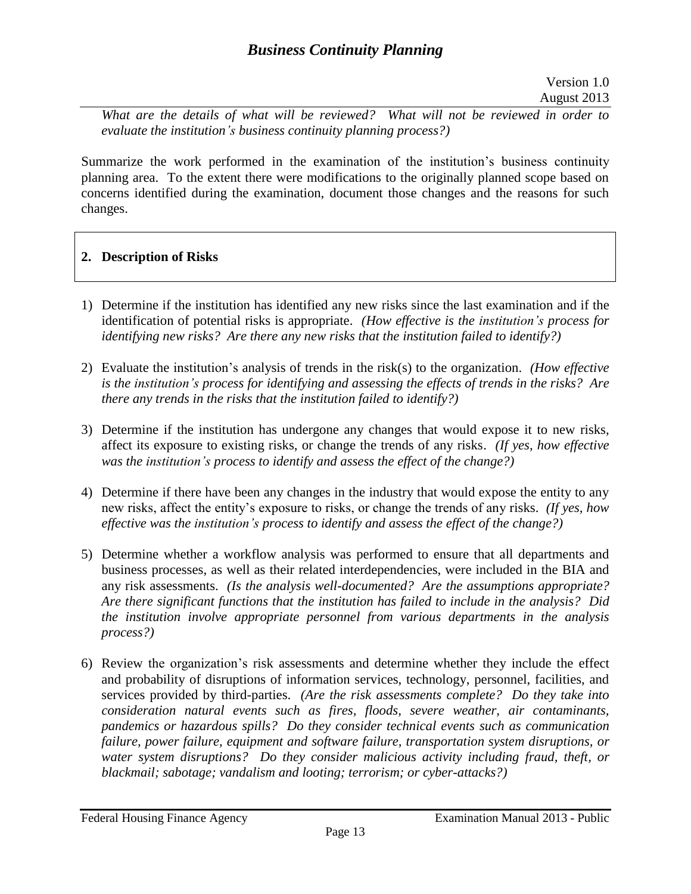*What are the details of what will be reviewed? What will not be reviewed in order to evaluate the institution's business continuity planning process?)*

Summarize the work performed in the examination of the institution's business continuity planning area. To the extent there were modifications to the originally planned scope based on concerns identified during the examination, document those changes and the reasons for such changes.

## 2. Description of Risks

1) Determine if the institution has identified any new risks since the last examination and if the identification of potential risks is appropriate. *(How effective is the institution's process for identifying new risks? Are there any new risks that the institution failed to identify?)*

2) Evaluate the institution's analysis of trends in the risk(s) to the organization. *(How effective is the institution's process for identifying and assessing the effects of trends in the risks? Are there any trends in the risks that the institution failed to identify?)*

3) Determine if the institution has undergone any changes that would expose it to new risks, affect its exposure to existing risks, or change the trends of any risks. *(If yes, how effective was the institution's process to identify and assess the effect of the change?)*

4) Determine if there have been any changes in the industry that would expose the entity to any new risks, affect the entity's exposure to risks, or change the trends of any risks. *(If yes, how effective was the institution's process to identify and assess the effect of the change?)*

5) Determine whether a workflow analysis was performed to ensure that all departments and business processes, as well as their related interdependencies, were included in the BIA and any risk assessments. *(Is the analysis well-documented? Are the assumptions appropriate? Are there significant functions that the institution has failed to include in the analysis? Did the institution involve appropriate personnel from various departments in the analysis process?)*

6) Review the organization's risk assessments and determine whether they include the effect and probability of disruptions of information services, technology, personnel, facilities, and services provided by third-parties. *(Are the risk assessments complete? Do they take into consideration natural events such as fires, floods, severe weather, air contaminants, pandemics or hazardous spills? Do they consider technical events such as communication failure, power failure, equipment and software failure, transportation system disruptions, or water system disruptions? Do they consider malicious activity including fraud, theft, or blackmail; sabotage; vandalism and looting; terrorism; or cyber-attacks?)*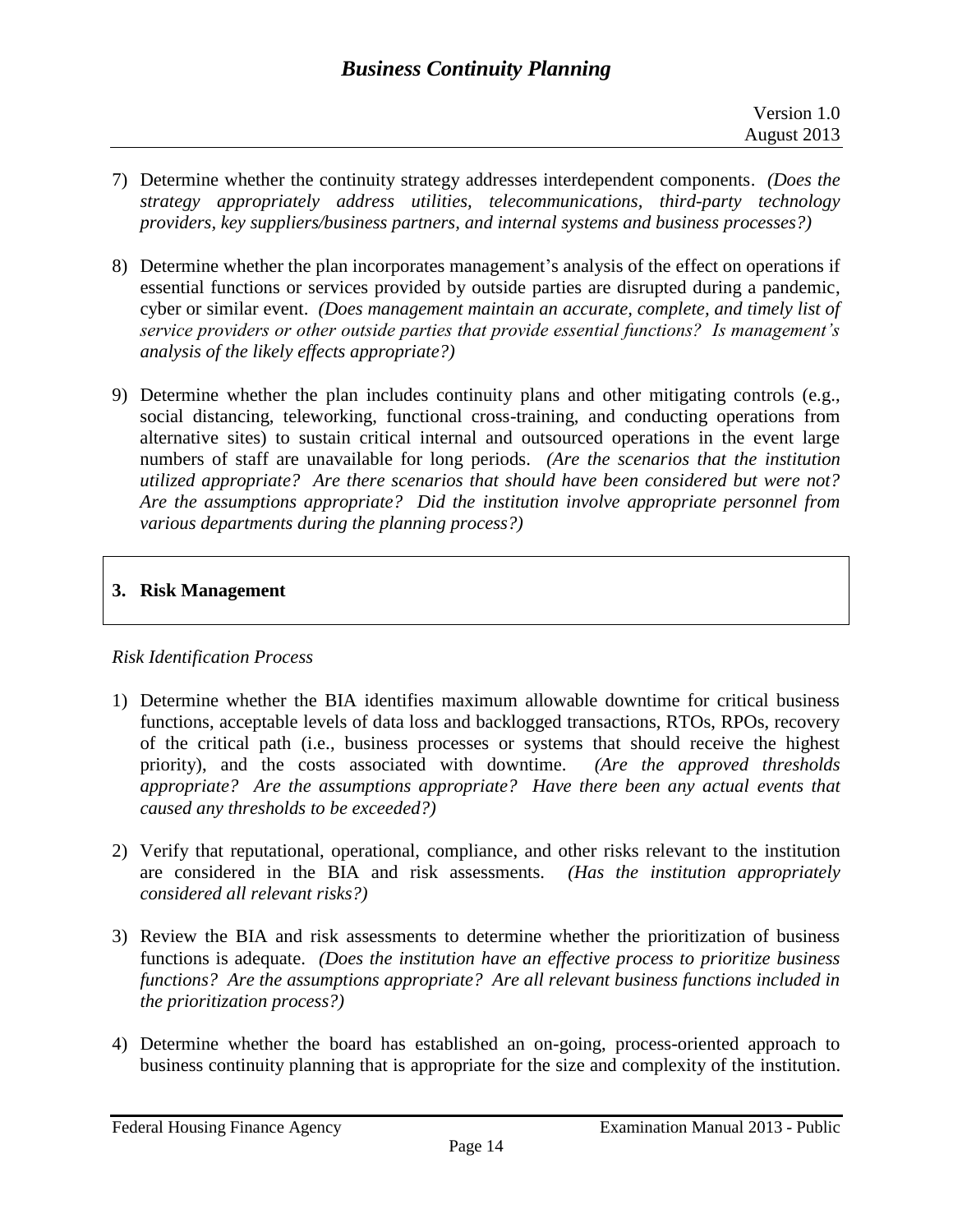7) Determine whether the continuity strategy addresses interdependent components. *(Does the strategy appropriately address utilities, telecommunications, third-party technology providers, key suppliers/business partners, and internal systems and business processes?)*

8) Determine whether the plan incorporates management's analysis of the effect on operations if essential functions or services provided by outside parties are disrupted during a pandemic, cyber or similar event. *(Does management maintain an accurate, complete, and timely list of service providers or other outside parties that provide essential functions? Is management's analysis of the likely effects appropriate?)*

9) Determine whether the plan includes continuity plans and other mitigating controls (e.g., social distancing, teleworking, functional cross-training, and conducting operations from alternative sites) to sustain critical internal and outsourced operations in the event large numbers of staff are unavailable for long periods. *(Are the scenarios that the institution utilized appropriate? Are there scenarios that should have been considered but were not? Are the assumptions appropriate? Did the institution involve appropriate personnel from various departments during the planning process?)*

## 3. Risk Management

*Risk Identification Process*

1) Determine whether the BIA identifies maximum allowable downtime for critical business functions, acceptable levels of data loss and backlogged transactions, RTOs, RPOs, recovery of the critical path (i.e., business processes or systems that should receive the highest priority), and the costs associated with downtime. *(Are the approved thresholds appropriate? Are the assumptions appropriate? Have there been any actual events that caused any thresholds to be exceeded?)*

2) Verify that reputational, operational, compliance, and other risks relevant to the institution are considered in the BIA and risk assessments. *(Has the institution appropriately considered all relevant risks?)*

3) Review the BIA and risk assessments to determine whether the prioritization of business functions is adequate. *(Does the institution have an effective process to prioritize business functions? Are the assumptions appropriate? Are all relevant business functions included in the prioritization process?)*

4) Determine whether the board has established an on-going, process-oriented approach to business continuity planning that is appropriate for the size and complexity of the institution.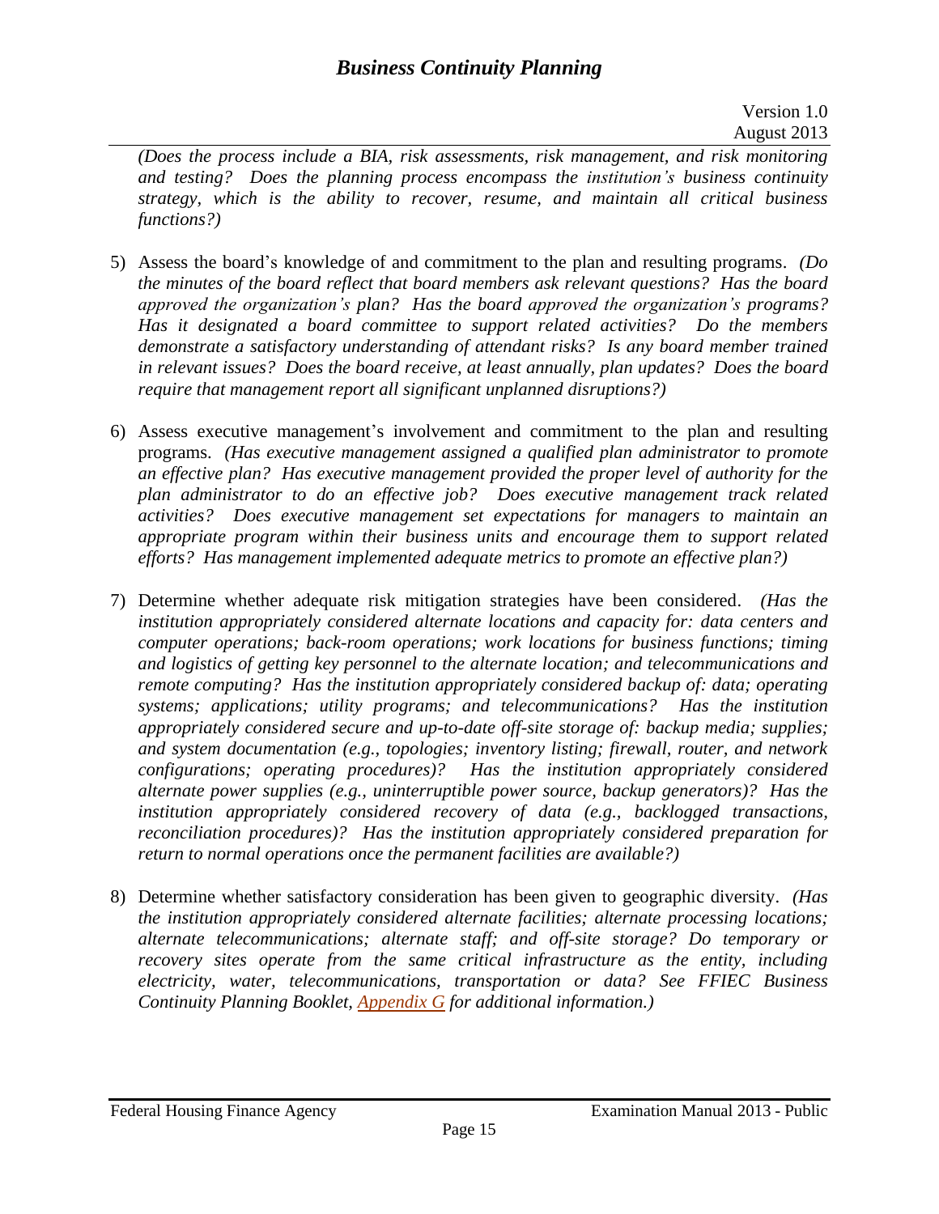*(Does the process include a BIA, risk assessments, risk management, and risk monitoring and testing? Does the planning process encompass the institution's business continuity strategy, which is the ability to recover, resume, and maintain all critical business functions?)*

5) Assess the board's knowledge of and commitment to the plan and resulting programs. *(Do the minutes of the board reflect that board members ask relevant questions? Has the board approved the organization's plan? Has the board approved the organization's programs? Has it designated a board committee to support related activities? Do the members demonstrate a satisfactory understanding of attendant risks? Is any board member trained in relevant issues? Does the board receive, at least annually, plan updates? Does the board require that management report all significant unplanned disruptions?)*

6) Assess executive management's involvement and commitment to the plan and resulting programs. *(Has executive management assigned a qualified plan administrator to promote an effective plan? Has executive management provided the proper level of authority for the plan administrator to do an effective job? Does executive management track related activities? Does executive management set expectations for managers to maintain an appropriate program within their business units and encourage them to support related efforts? Has management implemented adequate metrics to promote an effective plan?)*

7) Determine whether adequate risk mitigation strategies have been considered. *(Has the institution appropriately considered alternate locations and capacity for: data centers and computer operations; back-room operations; work locations for business functions; timing and logistics of getting key personnel to the alternate location; and telecommunications and remote computing? Has the institution appropriately considered backup of: data; operating systems; applications; utility programs; and telecommunications? Has the institution appropriately considered secure and up-to-date off-site storage of: backup media; supplies; and system documentation (e.g., topologies; inventory listing; firewall, router, and network configurations; operating procedures)? Has the institution appropriately considered alternate power supplies (e.g., uninterruptible power source, backup generators)? Has the institution appropriately considered recovery of data (e.g., backlogged transactions, reconciliation procedures)? Has the institution appropriately considered preparation for return to normal operations once the permanent facilities are available?)*

8) Determine whether satisfactory consideration has been given to geographic diversity. *(Has the institution appropriately considered alternate facilities; alternate processing locations; alternate telecommunications; alternate staff; and off-site storage? Do temporary or recovery sites operate from the same critical infrastructure as the entity, including electricity, water, telecommunications, transportation or data? See FFIEC Business Continuity Planning Booklet, Appendix G for additional information.)*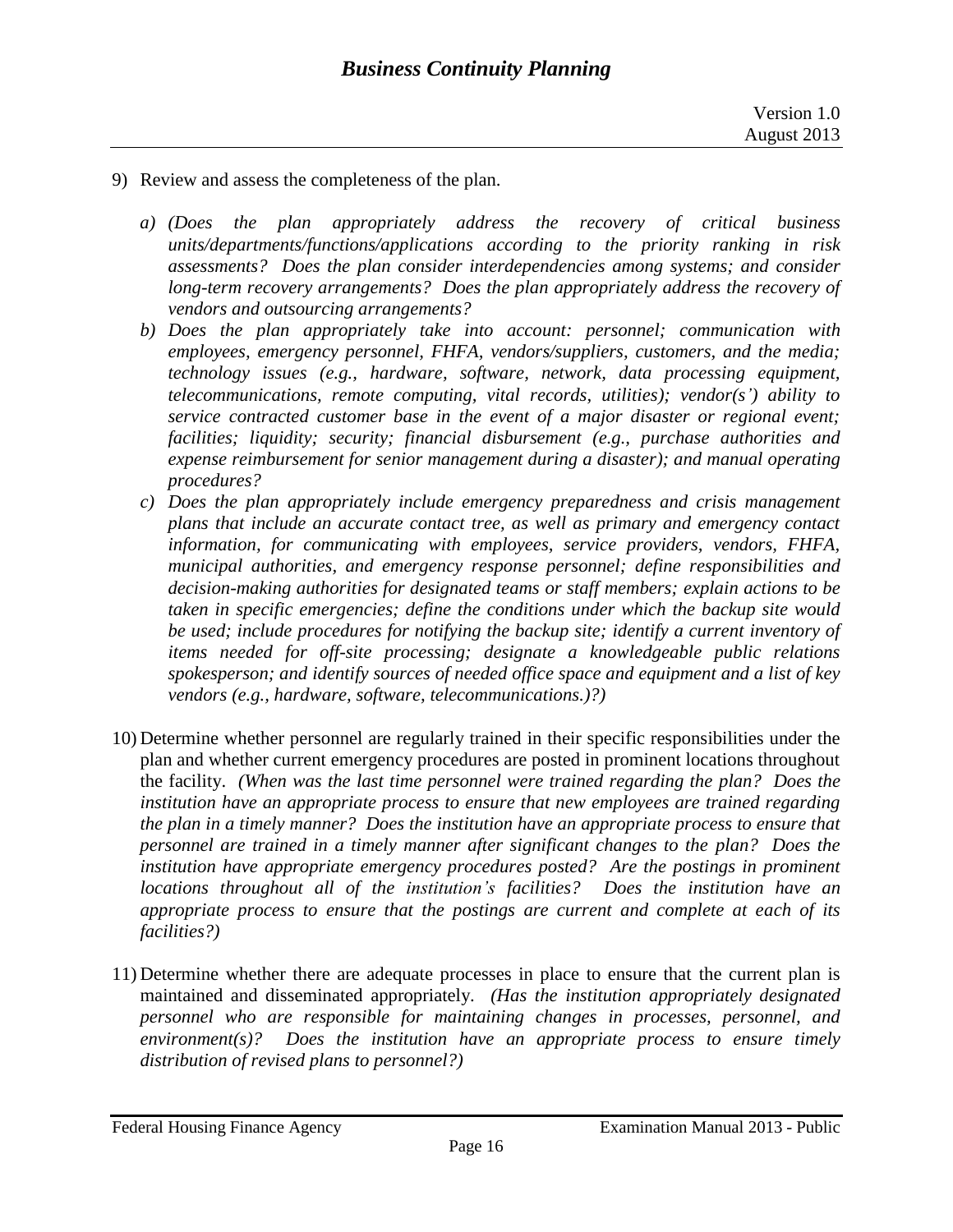9) Review and assess the completeness of the plan.

   a) *(Does the plan appropriately address the recovery of critical business units/departments/functions/applications according to the priority ranking in risk assessments? Does the plan consider interdependencies among systems; and consider long-term recovery arrangements? Does the plan appropriately address the recovery of vendors and outsourcing arrangements?*

   b) *Does the plan appropriately take into account: personnel; communication with employees, emergency personnel, FHFA, vendors/suppliers, customers, and the media; technology issues (e.g., hardware, software, network, data processing equipment, telecommunications, remote computing, vital records, utilities); vendor(s') ability to service contracted customer base in the event of a major disaster or regional event; facilities; liquidity; security; financial disbursement (e.g., purchase authorities and expense reimbursement for senior management during a disaster); and manual operating procedures?*

   c) *Does the plan appropriately include emergency preparedness and crisis management plans that include an accurate contact tree, as well as primary and emergency contact information, for communicating with employees, service providers, vendors, FHFA, municipal authorities, and emergency response personnel; define responsibilities and decision-making authorities for designated teams or staff members; explain actions to be taken in specific emergencies; define the conditions under which the backup site would be used; include procedures for notifying the backup site; identify a current inventory of items needed for off-site processing; designate a knowledgeable public relations spokesperson; and identify sources of needed office space and equipment and a list of key vendors (e.g., hardware, software, telecommunications.)?)*

10) Determine whether personnel are regularly trained in their specific responsibilities under the plan and whether current emergency procedures are posted in prominent locations throughout the facility. *(When was the last time personnel were trained regarding the plan? Does the institution have an appropriate process to ensure that new employees are trained regarding the plan in a timely manner? Does the institution have an appropriate process to ensure that personnel are trained in a timely manner after significant changes to the plan? Does the institution have appropriate emergency procedures posted? Are the postings in prominent locations throughout all of the institution's facilities? Does the institution have an appropriate process to ensure that the postings are current and complete at each of its facilities?)*

11) Determine whether there are adequate processes in place to ensure that the current plan is maintained and disseminated appropriately. *(Has the institution appropriately designated personnel who are responsible for maintaining changes in processes, personnel, and environment(s)? Does the institution have an appropriate process to ensure timely distribution of revised plans to personnel?)*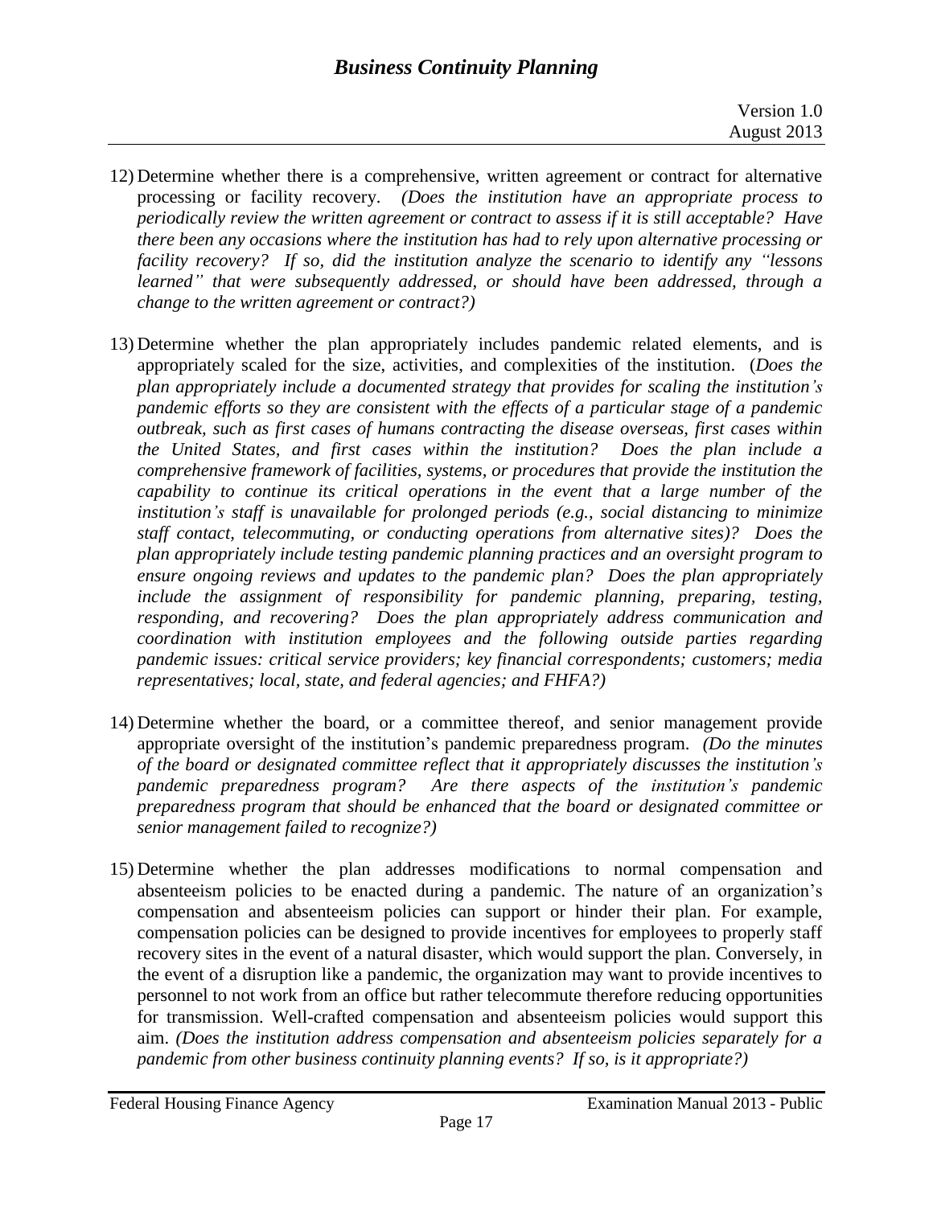12) Determine whether there is a comprehensive, written agreement or contract for alternative processing or facility recovery. *(Does the institution have an appropriate process to periodically review the written agreement or contract to assess if it is still acceptable? Have there been any occasions where the institution has had to rely upon alternative processing or facility recovery? If so, did the institution analyze the scenario to identify any "lessons learned" that were subsequently addressed, or should have been addressed, through a change to the written agreement or contract?)*

13) Determine whether the plan appropriately includes pandemic related elements, and is appropriately scaled for the size, activities, and complexities of the institution. (*Does the plan appropriately include a documented strategy that provides for scaling the institution's pandemic efforts so they are consistent with the effects of a particular stage of a pandemic outbreak, such as first cases of humans contracting the disease overseas, first cases within the United States, and first cases within the institution? Does the plan include a comprehensive framework of facilities, systems, or procedures that provide the institution the capability to continue its critical operations in the event that a large number of the institution's staff is unavailable for prolonged periods (e.g., social distancing to minimize staff contact, telecommuting, or conducting operations from alternative sites)? Does the plan appropriately include testing pandemic planning practices and an oversight program to ensure ongoing reviews and updates to the pandemic plan? Does the plan appropriately include the assignment of responsibility for pandemic planning, preparing, testing, responding, and recovering? Does the plan appropriately address communication and coordination with institution employees and the following outside parties regarding pandemic issues: critical service providers; key financial correspondents; customers; media representatives; local, state, and federal agencies; and FHFA?)*

14) Determine whether the board, or a committee thereof, and senior management provide appropriate oversight of the institution's pandemic preparedness program. *(Do the minutes of the board or designated committee reflect that it appropriately discusses the institution's pandemic preparedness program? Are there aspects of the institution's pandemic preparedness program that should be enhanced that the board or designated committee or senior management failed to recognize?)*

15) Determine whether the plan addresses modifications to normal compensation and absenteeism policies to be enacted during a pandemic. The nature of an organization's compensation and absenteeism policies can support or hinder their plan. For example, compensation policies can be designed to provide incentives for employees to properly staff recovery sites in the event of a natural disaster, which would support the plan. Conversely, in the event of a disruption like a pandemic, the organization may want to provide incentives to personnel to not work from an office but rather telecommute therefore reducing opportunities for transmission. Well-crafted compensation and absenteeism policies would support this aim. *(Does the institution address compensation and absenteeism policies separately for a pandemic from other business continuity planning events? If so, is it appropriate?)*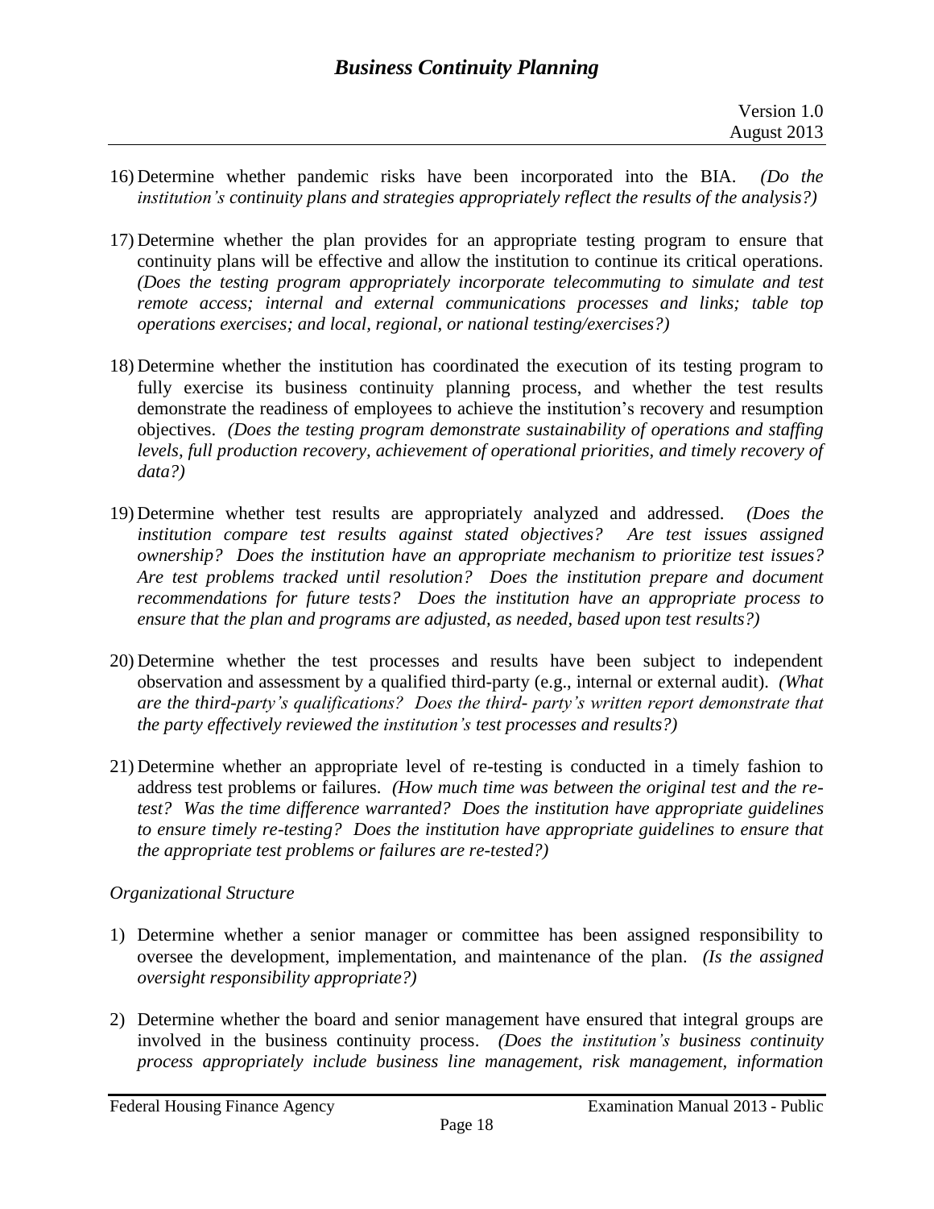16) Determine whether pandemic risks have been incorporated into the BIA. *(Do the institution's continuity plans and strategies appropriately reflect the results of the analysis?)*

17) Determine whether the plan provides for an appropriate testing program to ensure that continuity plans will be effective and allow the institution to continue its critical operations. *(Does the testing program appropriately incorporate telecommuting to simulate and test remote access; internal and external communications processes and links; table top operations exercises; and local, regional, or national testing/exercises?)*

18) Determine whether the institution has coordinated the execution of its testing program to fully exercise its business continuity planning process, and whether the test results demonstrate the readiness of employees to achieve the institution's recovery and resumption objectives. *(Does the testing program demonstrate sustainability of operations and staffing levels, full production recovery, achievement of operational priorities, and timely recovery of data?)*

19) Determine whether test results are appropriately analyzed and addressed. *(Does the institution compare test results against stated objectives? Are test issues assigned ownership? Does the institution have an appropriate mechanism to prioritize test issues? Are test problems tracked until resolution? Does the institution prepare and document recommendations for future tests? Does the institution have an appropriate process to ensure that the plan and programs are adjusted, as needed, based upon test results?)*

20) Determine whether the test processes and results have been subject to independent observation and assessment by a qualified third-party (e.g., internal or external audit). *(What are the third-party's qualifications? Does the third- party's written report demonstrate that the party effectively reviewed the institution's test processes and results?)*

21) Determine whether an appropriate level of re-testing is conducted in a timely fashion to address test problems or failures. *(How much time was between the original test and the re-test? Was the time difference warranted? Does the institution have appropriate guidelines to ensure timely re-testing? Does the institution have appropriate guidelines to ensure that the appropriate test problems or failures are re-tested?)*

*Organizational Structure*

1) Determine whether a senior manager or committee has been assigned responsibility to oversee the development, implementation, and maintenance of the plan. *(Is the assigned oversight responsibility appropriate?)*

2) Determine whether the board and senior management have ensured that integral groups are involved in the business continuity process. *(Does the institution's business continuity process appropriately include business line management, risk management, information*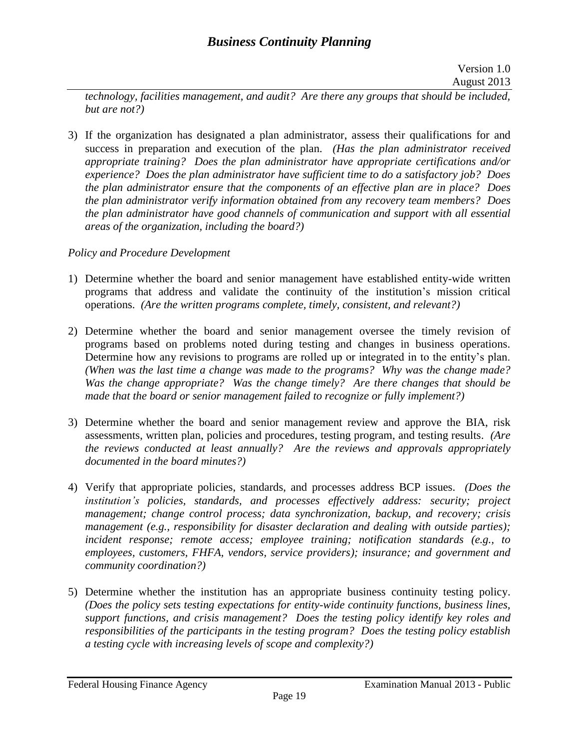*technology, facilities management, and audit? Are there any groups that should be included, but are not?)*

3) If the organization has designated a plan administrator, assess their qualifications for and success in preparation and execution of the plan. *(Has the plan administrator received appropriate training? Does the plan administrator have appropriate certifications and/or experience? Does the plan administrator have sufficient time to do a satisfactory job? Does the plan administrator ensure that the components of an effective plan are in place? Does the plan administrator verify information obtained from any recovery team members? Does the plan administrator have good channels of communication and support with all essential areas of the organization, including the board?)*

*Policy and Procedure Development*

1) Determine whether the board and senior management have established entity-wide written programs that address and validate the continuity of the institution's mission critical operations. *(Are the written programs complete, timely, consistent, and relevant?)*

2) Determine whether the board and senior management oversee the timely revision of programs based on problems noted during testing and changes in business operations. Determine how any revisions to programs are rolled up or integrated in to the entity's plan. *(When was the last time a change was made to the programs? Why was the change made? Was the change appropriate? Was the change timely? Are there changes that should be made that the board or senior management failed to recognize or fully implement?)*

3) Determine whether the board and senior management review and approve the BIA, risk assessments, written plan, policies and procedures, testing program, and testing results. *(Are the reviews conducted at least annually? Are the reviews and approvals appropriately documented in the board minutes?)*

4) Verify that appropriate policies, standards, and processes address BCP issues. *(Does the institution's policies, standards, and processes effectively address: security; project management; change control process; data synchronization, backup, and recovery; crisis management (e.g., responsibility for disaster declaration and dealing with outside parties); incident response; remote access; employee training; notification standards (e.g., to employees, customers, FHFA, vendors, service providers); insurance; and government and community coordination?)*

5) Determine whether the institution has an appropriate business continuity testing policy. *(Does the policy sets testing expectations for entity-wide continuity functions, business lines, support functions, and crisis management? Does the testing policy identify key roles and responsibilities of the participants in the testing program? Does the testing policy establish a testing cycle with increasing levels of scope and complexity?)*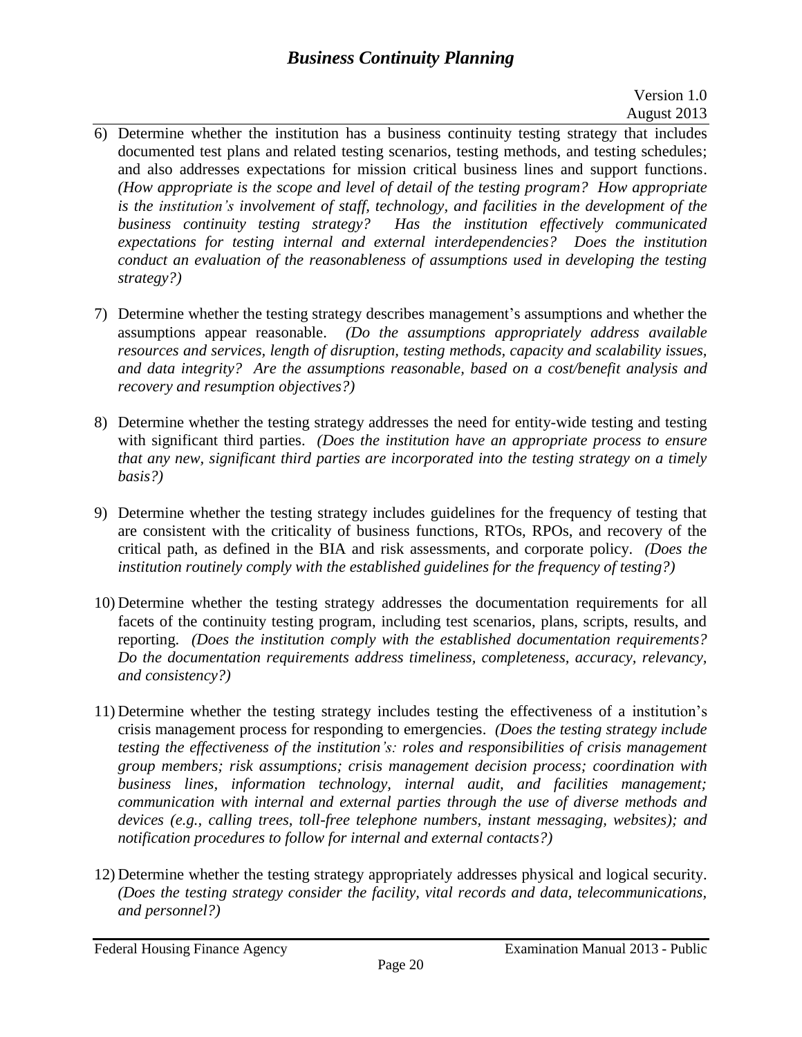6) Determine whether the institution has a business continuity testing strategy that includes documented test plans and related testing scenarios, testing methods, and testing schedules; and also addresses expectations for mission critical business lines and support functions. *(How appropriate is the scope and level of detail of the testing program? How appropriate is the institution's involvement of staff, technology, and facilities in the development of the business continuity testing strategy? Has the institution effectively communicated expectations for testing internal and external interdependencies? Does the institution conduct an evaluation of the reasonableness of assumptions used in developing the testing strategy?)*

7) Determine whether the testing strategy describes management's assumptions and whether the assumptions appear reasonable. *(Do the assumptions appropriately address available resources and services, length of disruption, testing methods, capacity and scalability issues, and data integrity? Are the assumptions reasonable, based on a cost/benefit analysis and recovery and resumption objectives?)*

8) Determine whether the testing strategy addresses the need for entity-wide testing and testing with significant third parties. *(Does the institution have an appropriate process to ensure that any new, significant third parties are incorporated into the testing strategy on a timely basis?)*

9) Determine whether the testing strategy includes guidelines for the frequency of testing that are consistent with the criticality of business functions, RTOs, RPOs, and recovery of the critical path, as defined in the BIA and risk assessments, and corporate policy. *(Does the institution routinely comply with the established guidelines for the frequency of testing?)*

10) Determine whether the testing strategy addresses the documentation requirements for all facets of the continuity testing program, including test scenarios, plans, scripts, results, and reporting. *(Does the institution comply with the established documentation requirements? Do the documentation requirements address timeliness, completeness, accuracy, relevancy, and consistency?)*

11) Determine whether the testing strategy includes testing the effectiveness of a institution's crisis management process for responding to emergencies. *(Does the testing strategy include testing the effectiveness of the institution's: roles and responsibilities of crisis management group members; risk assumptions; crisis management decision process; coordination with business lines, information technology, internal audit, and facilities management; communication with internal and external parties through the use of diverse methods and devices (e.g., calling trees, toll-free telephone numbers, instant messaging, websites); and notification procedures to follow for internal and external contacts?)*

12) Determine whether the testing strategy appropriately addresses physical and logical security. *(Does the testing strategy consider the facility, vital records and data, telecommunications, and personnel?)*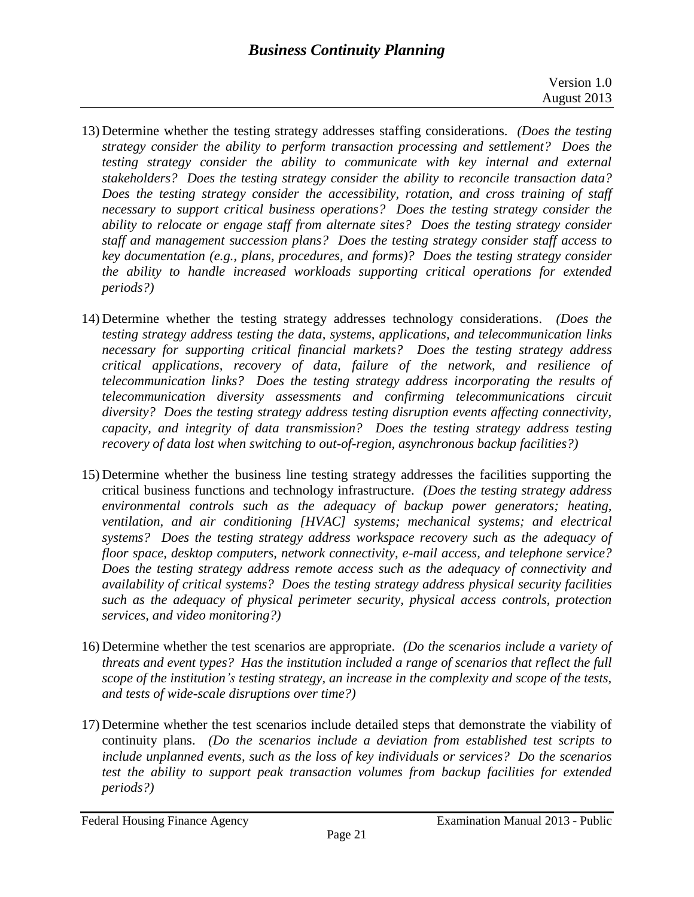13) Determine whether the testing strategy addresses staffing considerations. *(Does the testing strategy consider the ability to perform transaction processing and settlement? Does the testing strategy consider the ability to communicate with key internal and external stakeholders? Does the testing strategy consider the ability to reconcile transaction data? Does the testing strategy consider the accessibility, rotation, and cross training of staff necessary to support critical business operations? Does the testing strategy consider the ability to relocate or engage staff from alternate sites? Does the testing strategy consider staff and management succession plans? Does the testing strategy consider staff access to key documentation (e.g., plans, procedures, and forms)? Does the testing strategy consider the ability to handle increased workloads supporting critical operations for extended periods?)*

14) Determine whether the testing strategy addresses technology considerations. *(Does the testing strategy address testing the data, systems, applications, and telecommunication links necessary for supporting critical financial markets? Does the testing strategy address critical applications, recovery of data, failure of the network, and resilience of telecommunication links? Does the testing strategy address incorporating the results of telecommunication diversity assessments and confirming telecommunications circuit diversity? Does the testing strategy address testing disruption events affecting connectivity, capacity, and integrity of data transmission? Does the testing strategy address testing recovery of data lost when switching to out-of-region, asynchronous backup facilities?)*

15) Determine whether the business line testing strategy addresses the facilities supporting the critical business functions and technology infrastructure. *(Does the testing strategy address environmental controls such as the adequacy of backup power generators; heating, ventilation, and air conditioning [HVAC] systems; mechanical systems; and electrical systems? Does the testing strategy address workspace recovery such as the adequacy of floor space, desktop computers, network connectivity, e-mail access, and telephone service? Does the testing strategy address remote access such as the adequacy of connectivity and availability of critical systems? Does the testing strategy address physical security facilities such as the adequacy of physical perimeter security, physical access controls, protection services, and video monitoring?)*

16) Determine whether the test scenarios are appropriate. *(Do the scenarios include a variety of threats and event types? Has the institution included a range of scenarios that reflect the full scope of the institution's testing strategy, an increase in the complexity and scope of the tests, and tests of wide-scale disruptions over time?)*

17) Determine whether the test scenarios include detailed steps that demonstrate the viability of continuity plans. *(Do the scenarios include a deviation from established test scripts to include unplanned events, such as the loss of key individuals or services? Do the scenarios test the ability to support peak transaction volumes from backup facilities for extended periods?)*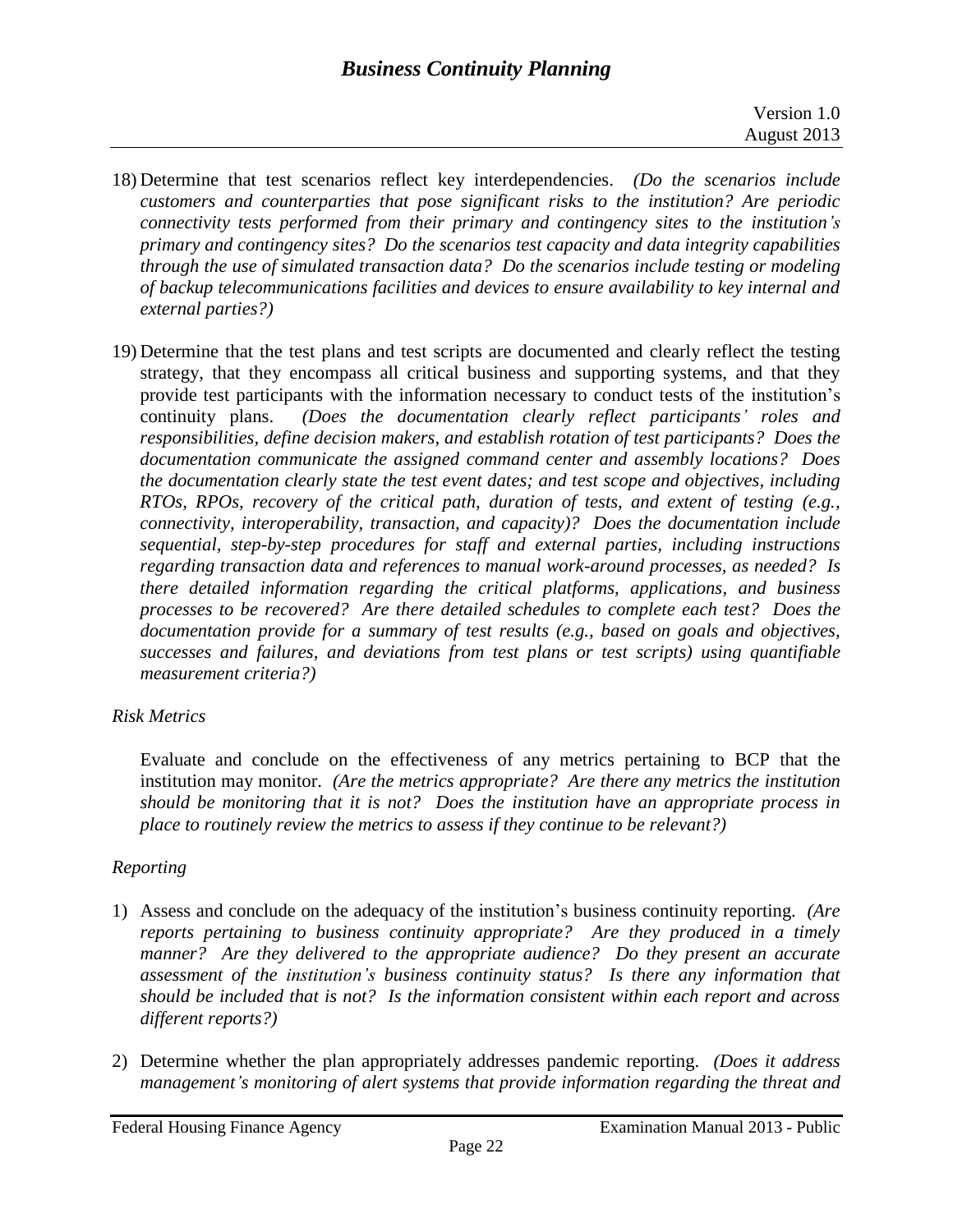18) Determine that test scenarios reflect key interdependencies. *(Do the scenarios include customers and counterparties that pose significant risks to the institution? Are periodic connectivity tests performed from their primary and contingency sites to the institution's primary and contingency sites? Do the scenarios test capacity and data integrity capabilities through the use of simulated transaction data? Do the scenarios include testing or modeling of backup telecommunications facilities and devices to ensure availability to key internal and external parties?)*

19) Determine that the test plans and test scripts are documented and clearly reflect the testing strategy, that they encompass all critical business and supporting systems, and that they provide test participants with the information necessary to conduct tests of the institution's continuity plans. *(Does the documentation clearly reflect participants' roles and responsibilities, define decision makers, and establish rotation of test participants? Does the documentation communicate the assigned command center and assembly locations? Does the documentation clearly state the test event dates; and test scope and objectives, including RTOs, RPOs, recovery of the critical path, duration of tests, and extent of testing (e.g., connectivity, interoperability, transaction, and capacity)? Does the documentation include sequential, step-by-step procedures for staff and external parties, including instructions regarding transaction data and references to manual work-around processes, as needed? Is there detailed information regarding the critical platforms, applications, and business processes to be recovered? Are there detailed schedules to complete each test? Does the documentation provide for a summary of test results (e.g., based on goals and objectives, successes and failures, and deviations from test plans or test scripts) using quantifiable measurement criteria?)*

*Risk Metrics*

Evaluate and conclude on the effectiveness of any metrics pertaining to BCP that the institution may monitor. *(Are the metrics appropriate? Are there any metrics the institution should be monitoring that it is not? Does the institution have an appropriate process in place to routinely review the metrics to assess if they continue to be relevant?)*

*Reporting*

1) Assess and conclude on the adequacy of the institution's business continuity reporting. *(Are reports pertaining to business continuity appropriate? Are they produced in a timely manner? Are they delivered to the appropriate audience? Do they present an accurate assessment of the institution's business continuity status? Is there any information that should be included that is not? Is the information consistent within each report and across different reports?)*

2) Determine whether the plan appropriately addresses pandemic reporting. *(Does it address management's monitoring of alert systems that provide information regarding the threat and*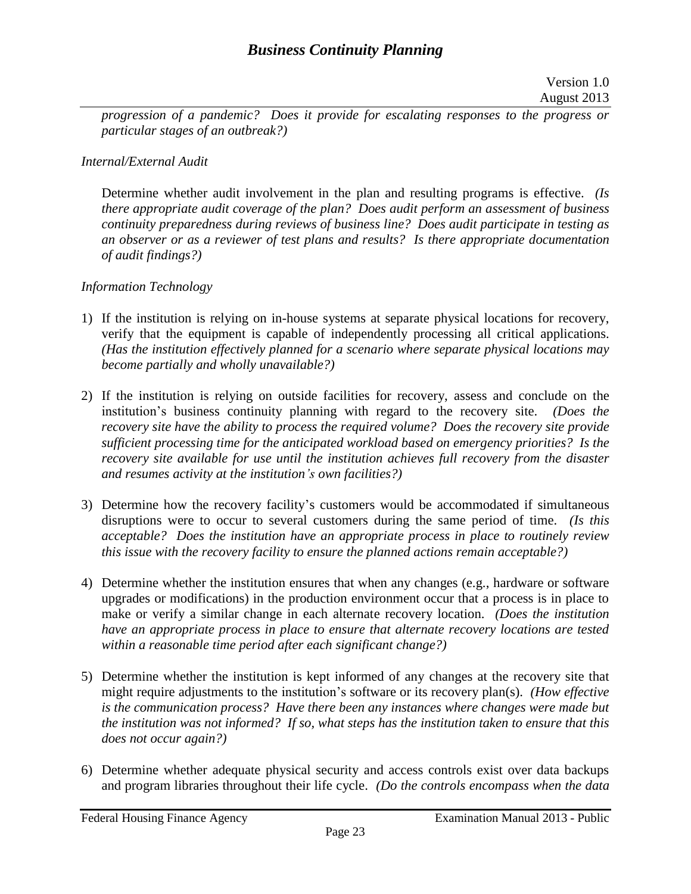*progression of a pandemic? Does it provide for escalating responses to the progress or particular stages of an outbreak?)*

*Internal/External Audit*

Determine whether audit involvement in the plan and resulting programs is effective. *(Is there appropriate audit coverage of the plan? Does audit perform an assessment of business continuity preparedness during reviews of business line? Does audit participate in testing as an observer or as a reviewer of test plans and results? Is there appropriate documentation of audit findings?)*

*Information Technology*

1) If the institution is relying on in-house systems at separate physical locations for recovery, verify that the equipment is capable of independently processing all critical applications. *(Has the institution effectively planned for a scenario where separate physical locations may become partially and wholly unavailable?)*

2) If the institution is relying on outside facilities for recovery, assess and conclude on the institution's business continuity planning with regard to the recovery site. *(Does the recovery site have the ability to process the required volume? Does the recovery site provide sufficient processing time for the anticipated workload based on emergency priorities? Is the recovery site available for use until the institution achieves full recovery from the disaster and resumes activity at the institution's own facilities?)*

3) Determine how the recovery facility's customers would be accommodated if simultaneous disruptions were to occur to several customers during the same period of time. *(Is this acceptable? Does the institution have an appropriate process in place to routinely review this issue with the recovery facility to ensure the planned actions remain acceptable?)*

4) Determine whether the institution ensures that when any changes (e.g., hardware or software upgrades or modifications) in the production environment occur that a process is in place to make or verify a similar change in each alternate recovery location. *(Does the institution have an appropriate process in place to ensure that alternate recovery locations are tested within a reasonable time period after each significant change?)*

5) Determine whether the institution is kept informed of any changes at the recovery site that might require adjustments to the institution's software or its recovery plan(s). *(How effective is the communication process? Have there been any instances where changes were made but the institution was not informed? If so, what steps has the institution taken to ensure that this does not occur again?)*

6) Determine whether adequate physical security and access controls exist over data backups and program libraries throughout their life cycle. *(Do the controls encompass when the data*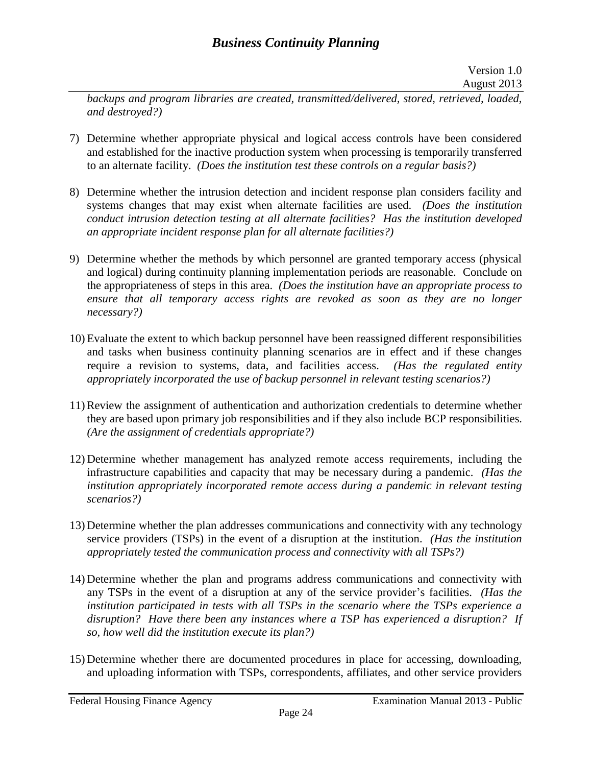*backups and program libraries are created, transmitted/delivered, stored, retrieved, loaded, and destroyed?)*

7) Determine whether appropriate physical and logical access controls have been considered and established for the inactive production system when processing is temporarily transferred to an alternate facility. *(Does the institution test these controls on a regular basis?)*

8) Determine whether the intrusion detection and incident response plan considers facility and systems changes that may exist when alternate facilities are used. *(Does the institution conduct intrusion detection testing at all alternate facilities? Has the institution developed an appropriate incident response plan for all alternate facilities?)*

9) Determine whether the methods by which personnel are granted temporary access (physical and logical) during continuity planning implementation periods are reasonable. Conclude on the appropriateness of steps in this area. *(Does the institution have an appropriate process to ensure that all temporary access rights are revoked as soon as they are no longer necessary?)*

10) Evaluate the extent to which backup personnel have been reassigned different responsibilities and tasks when business continuity planning scenarios are in effect and if these changes require a revision to systems, data, and facilities access. *(Has the regulated entity appropriately incorporated the use of backup personnel in relevant testing scenarios?)*

11) Review the assignment of authentication and authorization credentials to determine whether they are based upon primary job responsibilities and if they also include BCP responsibilities. *(Are the assignment of credentials appropriate?)*

12) Determine whether management has analyzed remote access requirements, including the infrastructure capabilities and capacity that may be necessary during a pandemic. *(Has the institution appropriately incorporated remote access during a pandemic in relevant testing scenarios?)*

13) Determine whether the plan addresses communications and connectivity with any technology service providers (TSPs) in the event of a disruption at the institution. *(Has the institution appropriately tested the communication process and connectivity with all TSPs?)*

14) Determine whether the plan and programs address communications and connectivity with any TSPs in the event of a disruption at any of the service provider's facilities. *(Has the institution participated in tests with all TSPs in the scenario where the TSPs experience a disruption? Have there been any instances where a TSP has experienced a disruption? If so, how well did the institution execute its plan?)*

15) Determine whether there are documented procedures in place for accessing, downloading, and uploading information with TSPs, correspondents, affiliates, and other service providers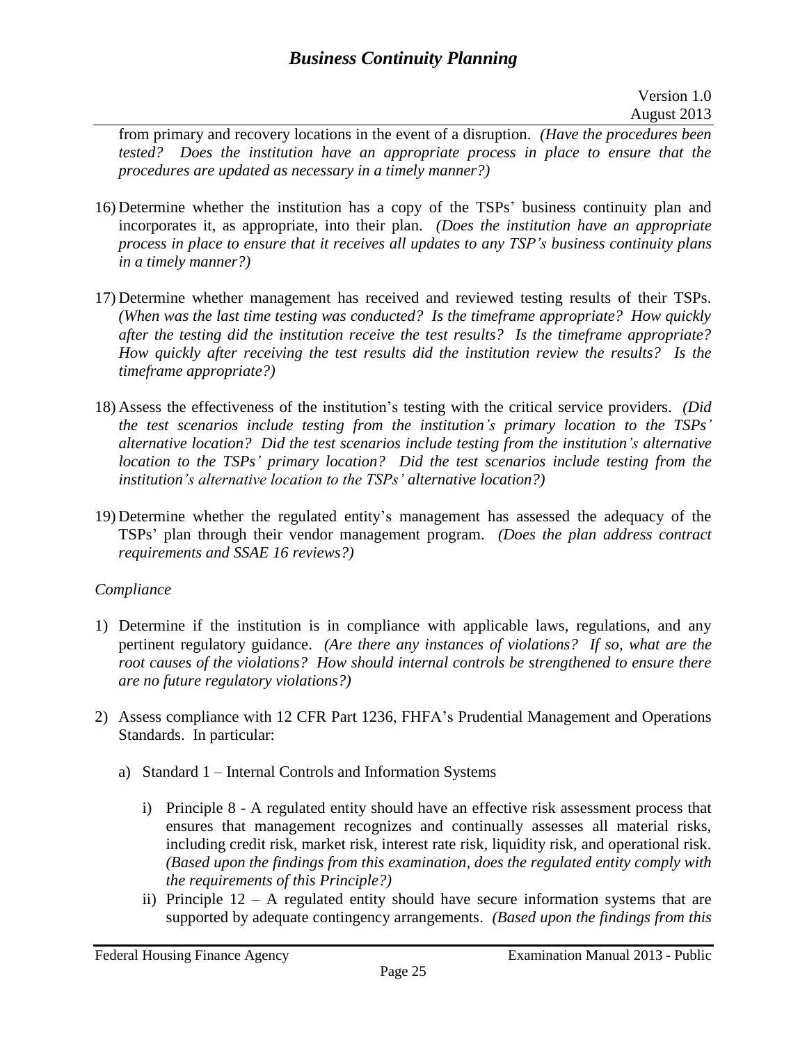from primary and recovery locations in the event of a disruption. *(Have the procedures been tested? Does the institution have an appropriate process in place to ensure that the procedures are updated as necessary in a timely manner?)*

16) Determine whether the institution has a copy of the TSPs' business continuity plan and incorporates it, as appropriate, into their plan. *(Does the institution have an appropriate process in place to ensure that it receives all updates to any TSP's business continuity plans in a timely manner?)*

17) Determine whether management has received and reviewed testing results of their TSPs. *(When was the last time testing was conducted? Is the timeframe appropriate? How quickly after the testing did the institution receive the test results? Is the timeframe appropriate? How quickly after receiving the test results did the institution review the results? Is the timeframe appropriate?)*

18) Assess the effectiveness of the institution's testing with the critical service providers. *(Did the test scenarios include testing from the institution's primary location to the TSPs' alternative location? Did the test scenarios include testing from the institution's alternative location to the TSPs' primary location? Did the test scenarios include testing from the institution's alternative location to the TSPs' alternative location?)*

19) Determine whether the regulated entity's management has assessed the adequacy of the TSPs' plan through their vendor management program. *(Does the plan address contract requirements and SSAE 16 reviews?)*

*Compliance*

1) Determine if the institution is in compliance with applicable laws, regulations, and any pertinent regulatory guidance. *(Are there any instances of violations? If so, what are the root causes of the violations? How should internal controls be strengthened to ensure there are no future regulatory violations?)*

2) Assess compliance with 12 CFR Part 1236, FHFA's Prudential Management and Operations Standards. In particular:

   a) Standard 1 – Internal Controls and Information Systems

      i) Principle 8 - A regulated entity should have an effective risk assessment process that ensures that management recognizes and continually assesses all material risks, including credit risk, market risk, interest rate risk, liquidity risk, and operational risk. *(Based upon the findings from this examination, does the regulated entity comply with the requirements of this Principle?)*

      ii) Principle 12 – A regulated entity should have secure information systems that are supported by adequate contingency arrangements. *(Based upon the findings from this*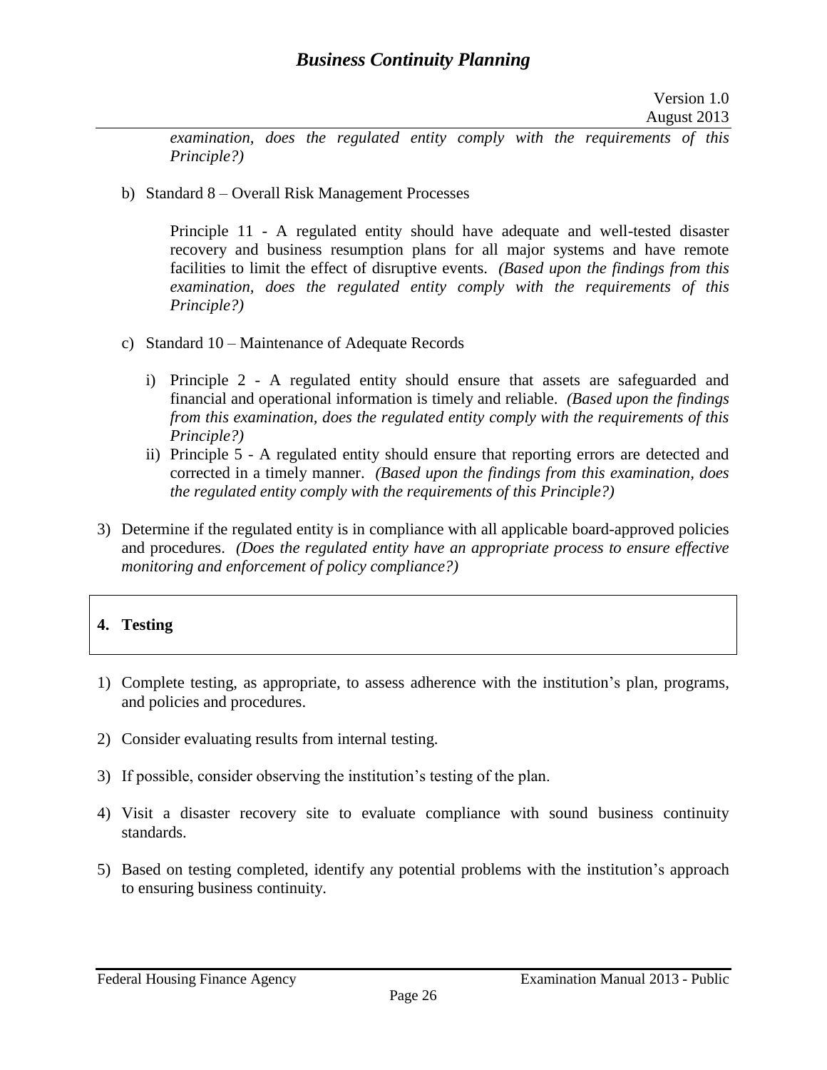*examination, does the regulated entity comply with the requirements of this Principle?)*

b) Standard 8 – Overall Risk Management Processes

   Principle 11 - A regulated entity should have adequate and well-tested disaster recovery and business resumption plans for all major systems and have remote facilities to limit the effect of disruptive events. *(Based upon the findings from this examination, does the regulated entity comply with the requirements of this Principle?)*

c) Standard 10 – Maintenance of Adequate Records

   i) Principle 2 - A regulated entity should ensure that assets are safeguarded and financial and operational information is timely and reliable. *(Based upon the findings from this examination, does the regulated entity comply with the requirements of this Principle?)*
   ii) Principle 5 - A regulated entity should ensure that reporting errors are detected and corrected in a timely manner. *(Based upon the findings from this examination, does the regulated entity comply with the requirements of this Principle?)*

3) Determine if the regulated entity is in compliance with all applicable board-approved policies and procedures. *(Does the regulated entity have an appropriate process to ensure effective monitoring and enforcement of policy compliance?)*

## 4. Testing

1) Complete testing, as appropriate, to assess adherence with the institution's plan, programs, and policies and procedures.

2) Consider evaluating results from internal testing.

3) If possible, consider observing the institution's testing of the plan.

4) Visit a disaster recovery site to evaluate compliance with sound business continuity standards.

5) Based on testing completed, identify any potential problems with the institution's approach to ensuring business continuity.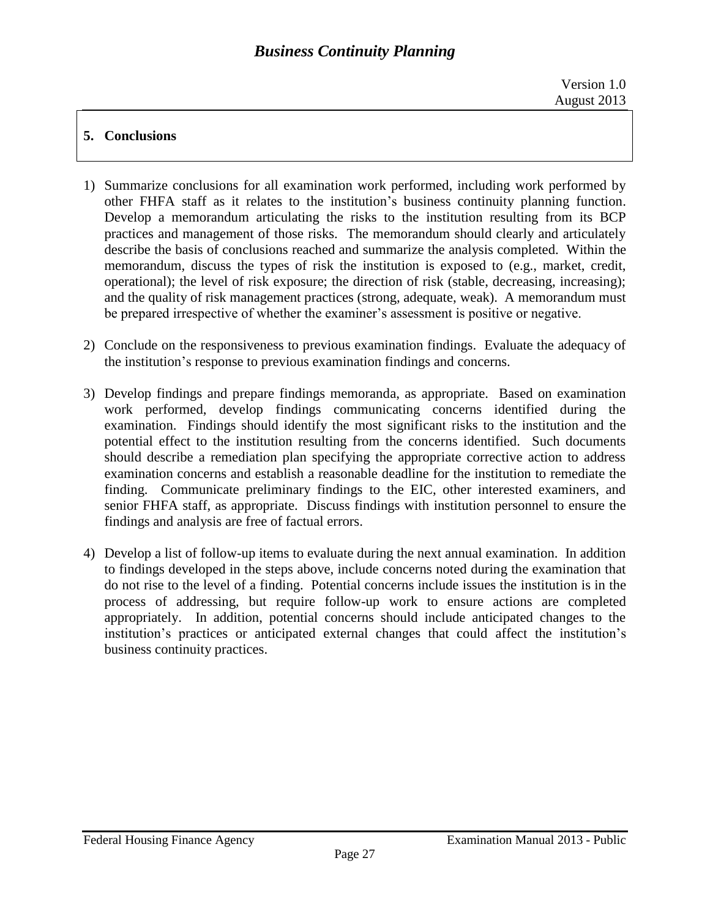## 5. Conclusions

1) Summarize conclusions for all examination work performed, including work performed by other FHFA staff as it relates to the institution's business continuity planning function. Develop a memorandum articulating the risks to the institution resulting from its BCP practices and management of those risks. The memorandum should clearly and articulately describe the basis of conclusions reached and summarize the analysis completed. Within the memorandum, discuss the types of risk the institution is exposed to (e.g., market, credit, operational); the level of risk exposure; the direction of risk (stable, decreasing, increasing); and the quality of risk management practices (strong, adequate, weak). A memorandum must be prepared irrespective of whether the examiner's assessment is positive or negative.

2) Conclude on the responsiveness to previous examination findings. Evaluate the adequacy of the institution's response to previous examination findings and concerns.

3) Develop findings and prepare findings memoranda, as appropriate. Based on examination work performed, develop findings communicating concerns identified during the examination. Findings should identify the most significant risks to the institution and the potential effect to the institution resulting from the concerns identified. Such documents should describe a remediation plan specifying the appropriate corrective action to address examination concerns and establish a reasonable deadline for the institution to remediate the finding. Communicate preliminary findings to the EIC, other interested examiners, and senior FHFA staff, as appropriate. Discuss findings with institution personnel to ensure the findings and analysis are free of factual errors.

4) Develop a list of follow-up items to evaluate during the next annual examination. In addition to findings developed in the steps above, include concerns noted during the examination that do not rise to the level of a finding. Potential concerns include issues the institution is in the process of addressing, but require follow-up work to ensure actions are completed appropriately. In addition, potential concerns should include anticipated changes to the institution's practices or anticipated external changes that could affect the institution's business continuity practices.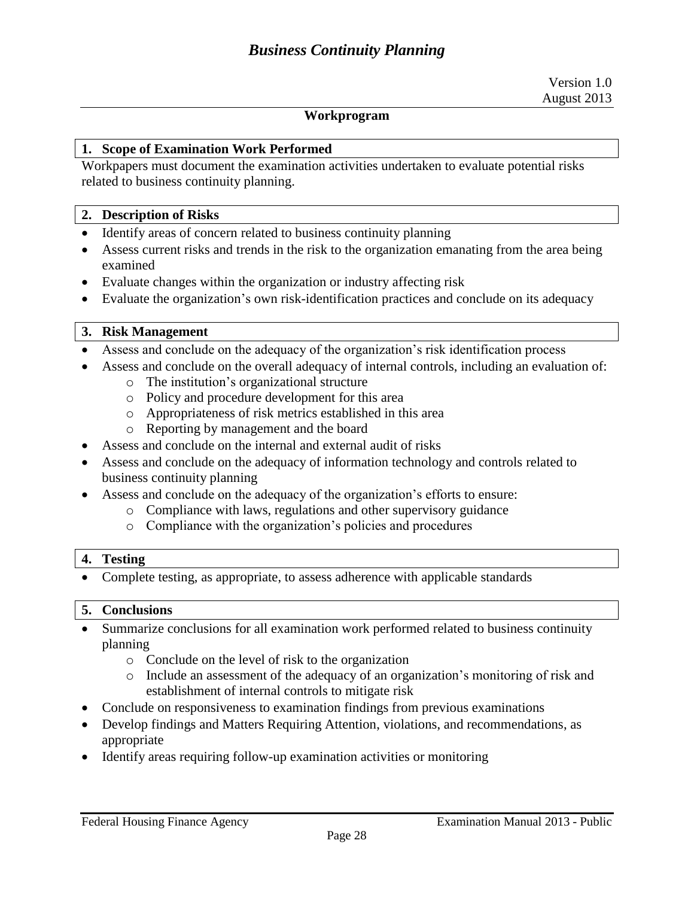## Workprogram

### 1. Scope of Examination Work Performed

Workpapers must document the examination activities undertaken to evaluate potential risks related to business continuity planning.

### 2. Description of Risks

- Identify areas of concern related to business continuity planning
- Assess current risks and trends in the risk to the organization emanating from the area being examined
- Evaluate changes within the organization or industry affecting risk
- Evaluate the organization's own risk-identification practices and conclude on its adequacy

### 3. Risk Management

- Assess and conclude on the adequacy of the organization's risk identification process
- Assess and conclude on the overall adequacy of internal controls, including an evaluation of:
  - The institution's organizational structure
  - Policy and procedure development for this area
  - Appropriateness of risk metrics established in this area
  - Reporting by management and the board
- Assess and conclude on the internal and external audit of risks
- Assess and conclude on the adequacy of information technology and controls related to business continuity planning
- Assess and conclude on the adequacy of the organization's efforts to ensure:
  - Compliance with laws, regulations and other supervisory guidance
  - Compliance with the organization's policies and procedures

### 4. Testing

- Complete testing, as appropriate, to assess adherence with applicable standards

### 5. Conclusions

- Summarize conclusions for all examination work performed related to business continuity planning
  - Conclude on the level of risk to the organization
  - Include an assessment of the adequacy of an organization's monitoring of risk and establishment of internal controls to mitigate risk
- Conclude on responsiveness to examination findings from previous examinations
- Develop findings and Matters Requiring Attention, violations, and recommendations, as appropriate
- Identify areas requiring follow-up examination activities or monitoring